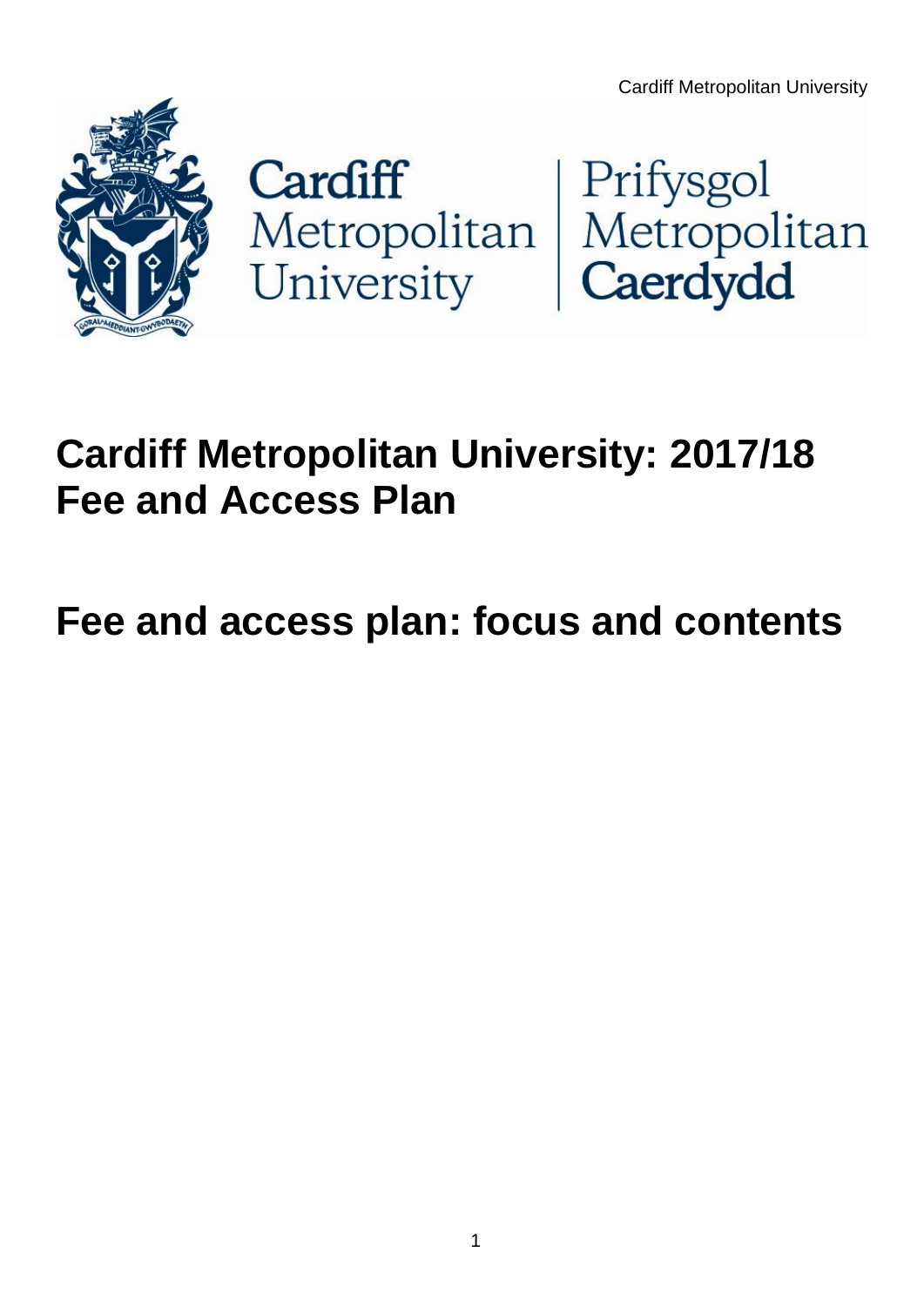# Cardiff Metropolitan University: 2017/18 Fee and Access Plan

# Fee and access plan: focus and contents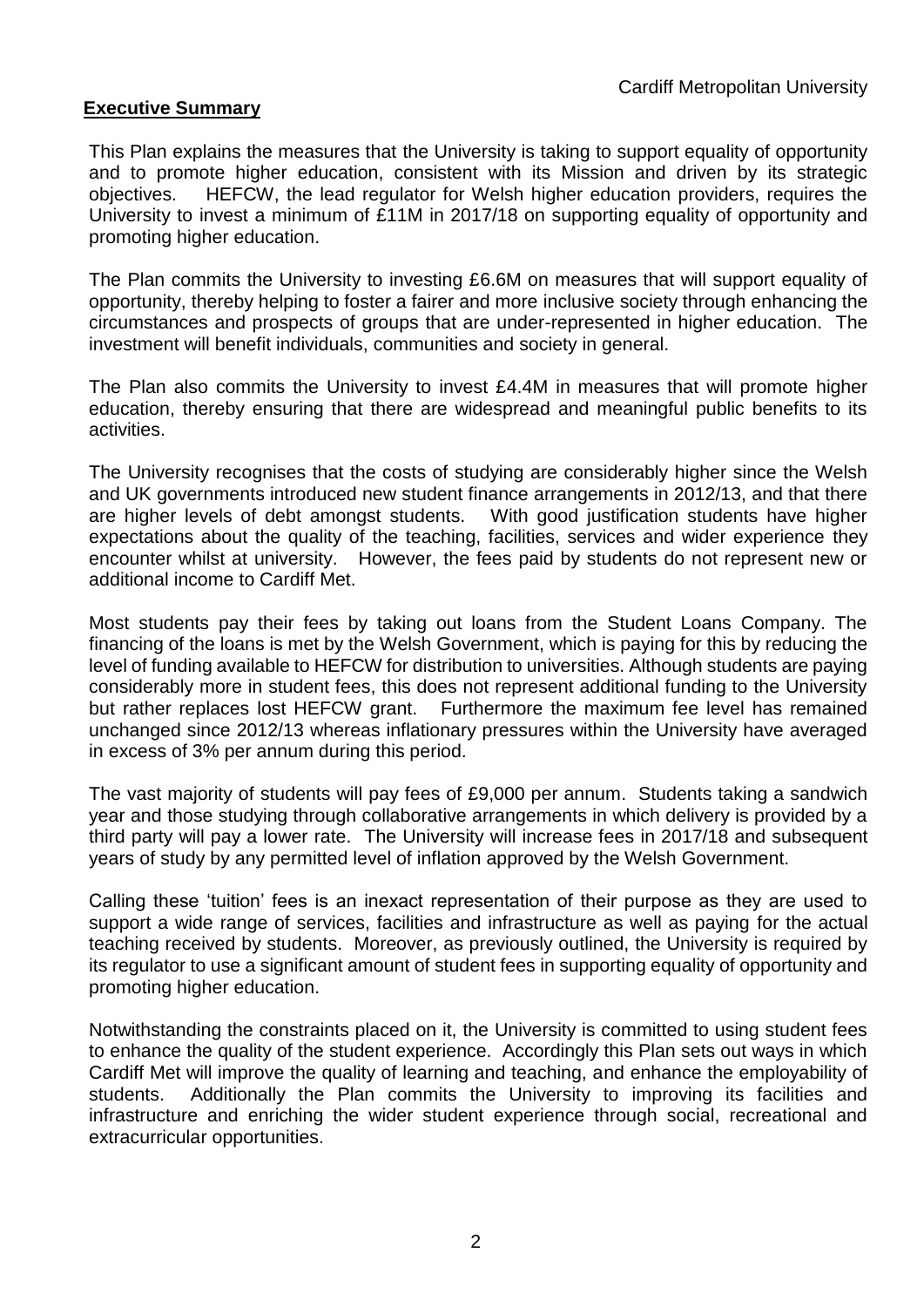## Executive Summary

This Plan explains the measures that the University is taking to support equality of opportunity and to promote higher education, consistent with its Mission and driven by its strategic objectives. HEFCW, the lead regulator for Welsh higher education providers, requires the University to invest a minimum of £11M in 2017/18 on supporting equality of opportunity and promoting higher education.

The Plan commits the University to investing £6.6M on measures that will support equality of opportunity, thereby helping to foster a fairer and more inclusive society through enhancing the circumstances and prospects of groups that are under-represented in higher education. The investment will benefit individuals, communities and society in general.

The Plan also commits the University to invest £4.4M in measures that will promote higher education, thereby ensuring that there are widespread and meaningful public benefits to its activities.

The University recognises that the costs of studying are considerably higher since the Welsh and UK governments introduced new student finance arrangements in 2012/13, and that there are higher levels of debt amongst students. With good justification students have higher expectations about the quality of the teaching, facilities, services and wider experience they encounter whilst at university. However, the fees paid by students do not represent new or additional income to Cardiff Met.

Most students pay their fees by taking out loans from the Student Loans Company. The financing of the loans is met by the Welsh Government, which is paying for this by reducing the level of funding available to HEFCW for distribution to universities. Although students are paying considerably more in student fees, this does not represent additional funding to the University but rather replaces lost HEFCW grant. Furthermore the maximum fee level has remained unchanged since 2012/13 whereas inflationary pressures within the University have averaged in excess of 3% per annum during this period.

The vast majority of students will pay fees of £9,000 per annum. Students taking a sandwich year and those studying through collaborative arrangements in which delivery is provided by a third party will pay a lower rate. The University will increase fees in 2017/18 and subsequent years of study by any permitted level of inflation approved by the Welsh Government.

Calling these 'tuition' fees is an inexact representation of their purpose as they are used to support a wide range of services, facilities and infrastructure as well as paying for the actual teaching received by students. Moreover, as previously outlined, the University is required by its regulator to use a significant amount of student fees in supporting equality of opportunity and promoting higher education.

Notwithstanding the constraints placed on it, the University is committed to using student fees to enhance the quality of the student experience. Accordingly this Plan sets out ways in which Cardiff Met will improve the quality of learning and teaching, and enhance the employability of students. Additionally the Plan commits the University to improving its facilities and infrastructure and enriching the wider student experience through social, recreational and extracurricular opportunities.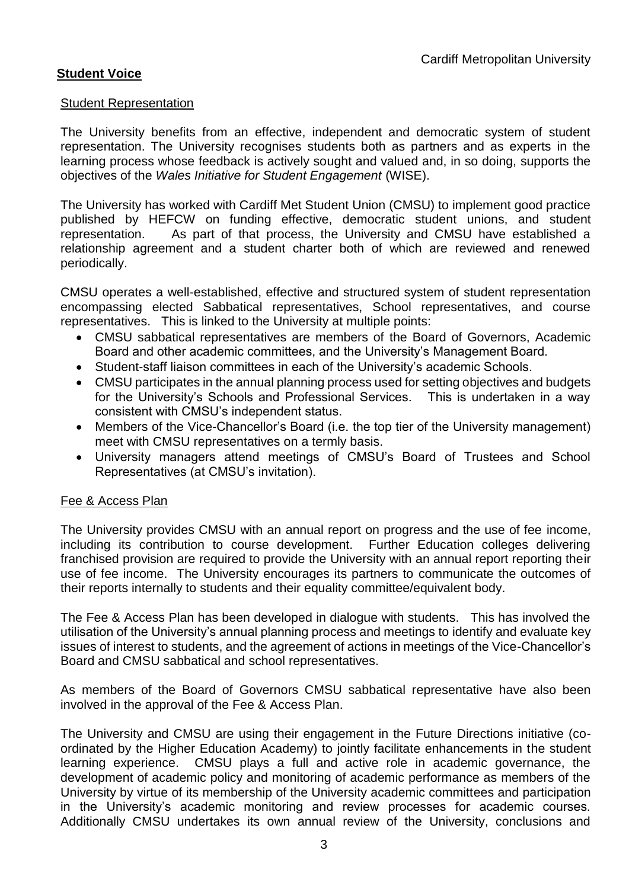**Student Voice**

Student Representation

The University benefits from an effective, independent and democratic system of student representation. The University recognises students both as partners and as experts in the learning process whose feedback is actively sought and valued and, in so doing, supports the objectives of the *Wales Initiative for Student Engagement* (WISE).

The University has worked with Cardiff Met Student Union (CMSU) to implement good practice published by HEFCW on funding effective, democratic student unions, and student representation. As part of that process, the University and CMSU have established a relationship agreement and a student charter both of which are reviewed and renewed periodically.

CMSU operates a well-established, effective and structured system of student representation encompassing elected Sabbatical representatives, School representatives, and course representatives. This is linked to the University at multiple points:

- CMSU sabbatical representatives are members of the Board of Governors, Academic Board and other academic committees, and the University's Management Board.
- Student-staff liaison committees in each of the University's academic Schools.
- CMSU participates in the annual planning process used for setting objectives and budgets for the University's Schools and Professional Services. This is undertaken in a way consistent with CMSU's independent status.
- Members of the Vice-Chancellor's Board (i.e. the top tier of the University management) meet with CMSU representatives on a termly basis.
- University managers attend meetings of CMSU's Board of Trustees and School Representatives (at CMSU's invitation).

Fee & Access Plan

The University provides CMSU with an annual report on progress and the use of fee income, including its contribution to course development. Further Education colleges delivering franchised provision are required to provide the University with an annual report reporting their use of fee income. The University encourages its partners to communicate the outcomes of their reports internally to students and their equality committee/equivalent body.

The Fee & Access Plan has been developed in dialogue with students. This has involved the utilisation of the University's annual planning process and meetings to identify and evaluate key issues of interest to students, and the agreement of actions in meetings of the Vice-Chancellor's Board and CMSU sabbatical and school representatives.

As members of the Board of Governors CMSU sabbatical representative have also been involved in the approval of the Fee & Access Plan.

The University and CMSU are using their engagement in the Future Directions initiative (co-ordinated by the Higher Education Academy) to jointly facilitate enhancements in the student learning experience. CMSU plays a full and active role in academic governance, the development of academic policy and monitoring of academic performance as members of the University by virtue of its membership of the University academic committees and participation in the University's academic monitoring and review processes for academic courses. Additionally CMSU undertakes its own annual review of the University, conclusions and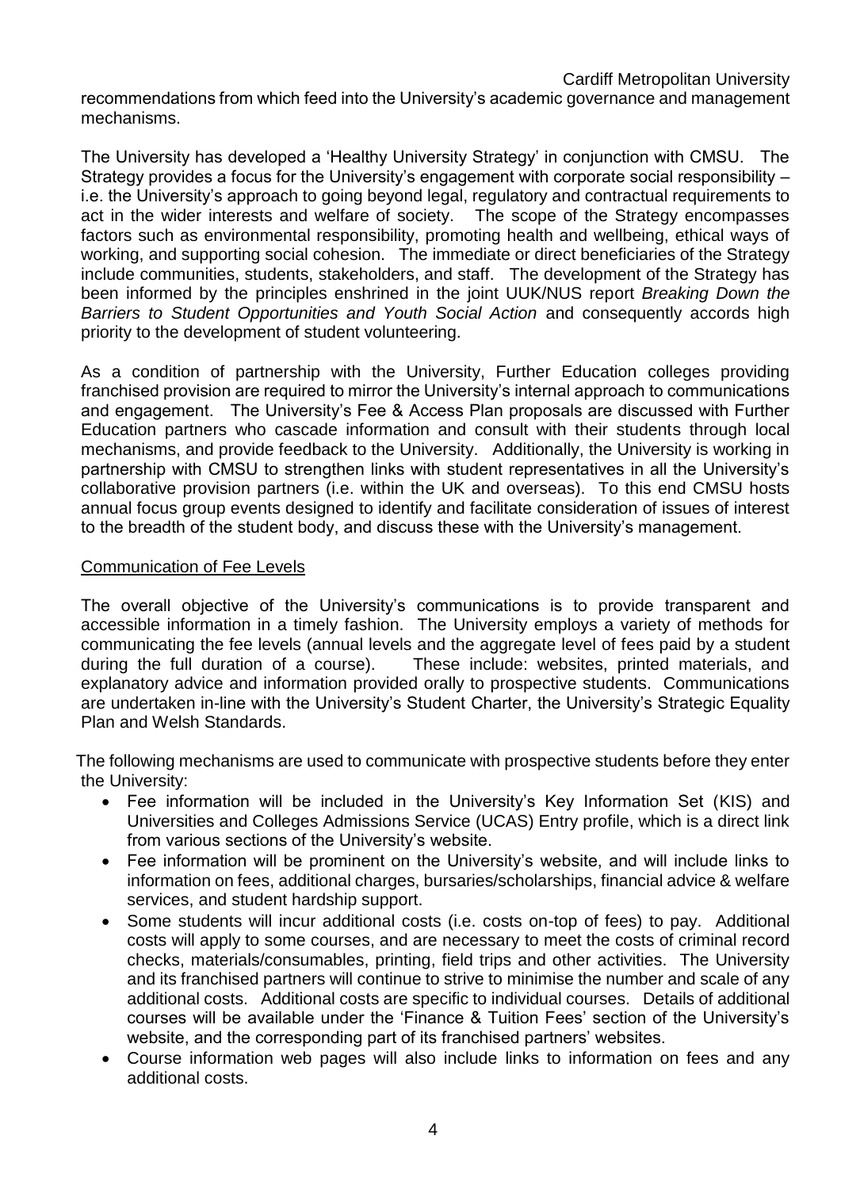recommendations from which feed into the University's academic governance and management mechanisms.

The University has developed a 'Healthy University Strategy' in conjunction with CMSU. The Strategy provides a focus for the University's engagement with corporate social responsibility – i.e. the University's approach to going beyond legal, regulatory and contractual requirements to act in the wider interests and welfare of society. The scope of the Strategy encompasses factors such as environmental responsibility, promoting health and wellbeing, ethical ways of working, and supporting social cohesion. The immediate or direct beneficiaries of the Strategy include communities, students, stakeholders, and staff. The development of the Strategy has been informed by the principles enshrined in the joint UUK/NUS report *Breaking Down the Barriers to Student Opportunities and Youth Social Action* and consequently accords high priority to the development of student volunteering.

As a condition of partnership with the University, Further Education colleges providing franchised provision are required to mirror the University's internal approach to communications and engagement. The University's Fee & Access Plan proposals are discussed with Further Education partners who cascade information and consult with their students through local mechanisms, and provide feedback to the University. Additionally, the University is working in partnership with CMSU to strengthen links with student representatives in all the University's collaborative provision partners (i.e. within the UK and overseas). To this end CMSU hosts annual focus group events designed to identify and facilitate consideration of issues of interest to the breadth of the student body, and discuss these with the University's management.

## Communication of Fee Levels

The overall objective of the University's communications is to provide transparent and accessible information in a timely fashion. The University employs a variety of methods for communicating the fee levels (annual levels and the aggregate level of fees paid by a student during the full duration of a course). These include: websites, printed materials, and explanatory advice and information provided orally to prospective students. Communications are undertaken in-line with the University's Student Charter, the University's Strategic Equality Plan and Welsh Standards.

The following mechanisms are used to communicate with prospective students before they enter the University:

- Fee information will be included in the University's Key Information Set (KIS) and Universities and Colleges Admissions Service (UCAS) Entry profile, which is a direct link from various sections of the University's website.
- Fee information will be prominent on the University's website, and will include links to information on fees, additional charges, bursaries/scholarships, financial advice & welfare services, and student hardship support.
- Some students will incur additional costs (i.e. costs on-top of fees) to pay. Additional costs will apply to some courses, and are necessary to meet the costs of criminal record checks, materials/consumables, printing, field trips and other activities. The University and its franchised partners will continue to strive to minimise the number and scale of any additional costs. Additional costs are specific to individual courses. Details of additional courses will be available under the 'Finance & Tuition Fees' section of the University's website, and the corresponding part of its franchised partners' websites.
- Course information web pages will also include links to information on fees and any additional costs.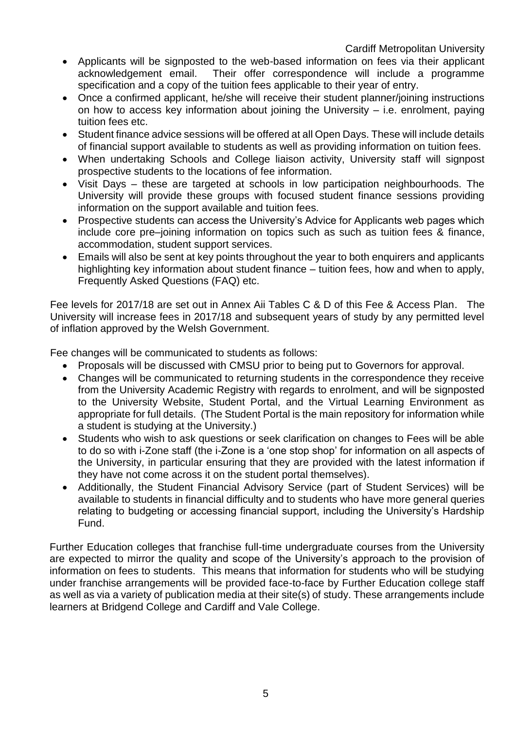- Applicants will be signposted to the web-based information on fees via their applicant acknowledgement email. Their offer correspondence will include a programme specification and a copy of the tuition fees applicable to their year of entry.
- Once a confirmed applicant, he/she will receive their student planner/joining instructions on how to access key information about joining the University – i.e. enrolment, paying tuition fees etc.
- Student finance advice sessions will be offered at all Open Days. These will include details of financial support available to students as well as providing information on tuition fees.
- When undertaking Schools and College liaison activity, University staff will signpost prospective students to the locations of fee information.
- Visit Days – these are targeted at schools in low participation neighbourhoods. The University will provide these groups with focused student finance sessions providing information on the support available and tuition fees.
- Prospective students can access the University's Advice for Applicants web pages which include core pre–joining information on topics such as such as tuition fees & finance, accommodation, student support services.
- Emails will also be sent at key points throughout the year to both enquirers and applicants highlighting key information about student finance – tuition fees, how and when to apply, Frequently Asked Questions (FAQ) etc.

Fee levels for 2017/18 are set out in Annex Aii Tables C & D of this Fee & Access Plan. The University will increase fees in 2017/18 and subsequent years of study by any permitted level of inflation approved by the Welsh Government.

Fee changes will be communicated to students as follows:

- Proposals will be discussed with CMSU prior to being put to Governors for approval.
- Changes will be communicated to returning students in the correspondence they receive from the University Academic Registry with regards to enrolment, and will be signposted to the University Website, Student Portal, and the Virtual Learning Environment as appropriate for full details. (The Student Portal is the main repository for information while a student is studying at the University.)
- Students who wish to ask questions or seek clarification on changes to Fees will be able to do so with i-Zone staff (the i-Zone is a 'one stop shop' for information on all aspects of the University, in particular ensuring that they are provided with the latest information if they have not come across it on the student portal themselves).
- Additionally, the Student Financial Advisory Service (part of Student Services) will be available to students in financial difficulty and to students who have more general queries relating to budgeting or accessing financial support, including the University's Hardship Fund.

Further Education colleges that franchise full-time undergraduate courses from the University are expected to mirror the quality and scope of the University's approach to the provision of information on fees to students. This means that information for students who will be studying under franchise arrangements will be provided face-to-face by Further Education college staff as well as via a variety of publication media at their site(s) of study. These arrangements include learners at Bridgend College and Cardiff and Vale College.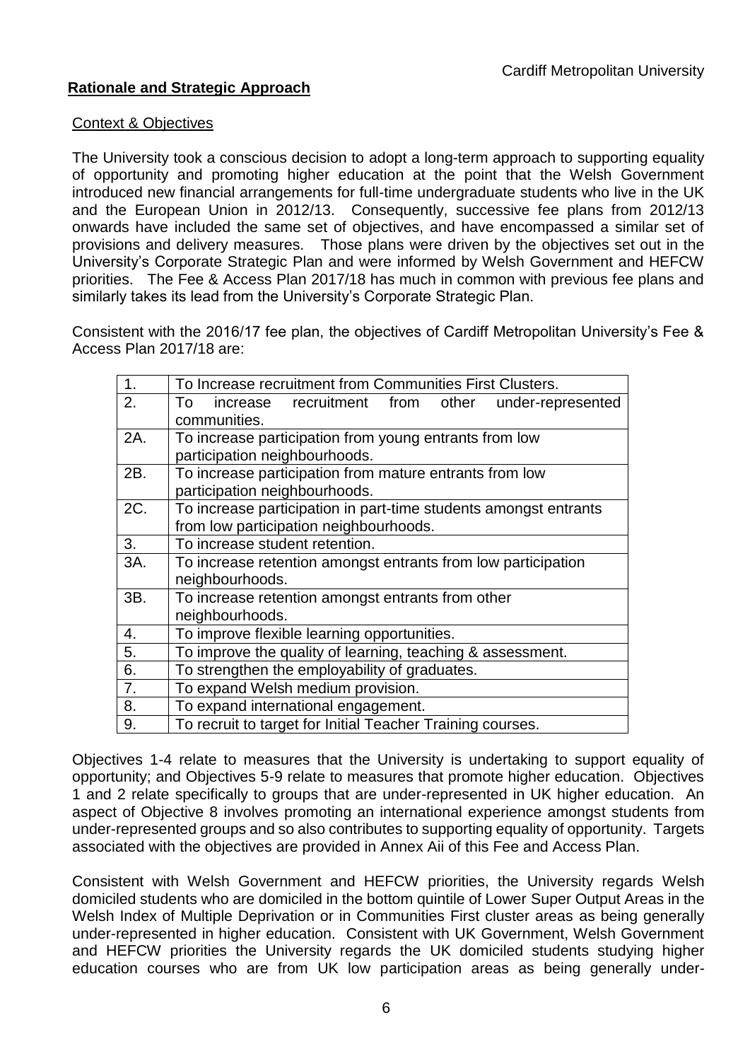## **Rationale and Strategic Approach**

Context & Objectives

The University took a conscious decision to adopt a long-term approach to supporting equality of opportunity and promoting higher education at the point that the Welsh Government introduced new financial arrangements for full-time undergraduate students who live in the UK and the European Union in 2012/13. Consequently, successive fee plans from 2012/13 onwards have included the same set of objectives, and have encompassed a similar set of provisions and delivery measures. Those plans were driven by the objectives set out in the University's Corporate Strategic Plan and were informed by Welsh Government and HEFCW priorities. The Fee & Access Plan 2017/18 has much in common with previous fee plans and similarly takes its lead from the University's Corporate Strategic Plan.

Consistent with the 2016/17 fee plan, the objectives of Cardiff Metropolitan University's Fee & Access Plan 2017/18 are:

| | |
|---|---|
| 1. | To Increase recruitment from Communities First Clusters. |
| 2. | To increase recruitment from other under-represented communities. |
| 2A. | To increase participation from young entrants from low participation neighbourhoods. |
| 2B. | To increase participation from mature entrants from low participation neighbourhoods. |
| 2C. | To increase participation in part-time students amongst entrants from low participation neighbourhoods. |
| 3. | To increase student retention. |
| 3A. | To increase retention amongst entrants from low participation neighbourhoods. |
| 3B. | To increase retention amongst entrants from other neighbourhoods. |
| 4. | To improve flexible learning opportunities. |
| 5. | To improve the quality of learning, teaching & assessment. |
| 6. | To strengthen the employability of graduates. |
| 7. | To expand Welsh medium provision. |
| 8. | To expand international engagement. |
| 9. | To recruit to target for Initial Teacher Training courses. |

Objectives 1-4 relate to measures that the University is undertaking to support equality of opportunity; and Objectives 5-9 relate to measures that promote higher education. Objectives 1 and 2 relate specifically to groups that are under-represented in UK higher education. An aspect of Objective 8 involves promoting an international experience amongst students from under-represented groups and so also contributes to supporting equality of opportunity. Targets associated with the objectives are provided in Annex Aii of this Fee and Access Plan.

Consistent with Welsh Government and HEFCW priorities, the University regards Welsh domiciled students who are domiciled in the bottom quintile of Lower Super Output Areas in the Welsh Index of Multiple Deprivation or in Communities First cluster areas as being generally under-represented in higher education. Consistent with UK Government, Welsh Government and HEFCW priorities the University regards the UK domiciled students studying higher education courses who are from UK low participation areas as being generally under-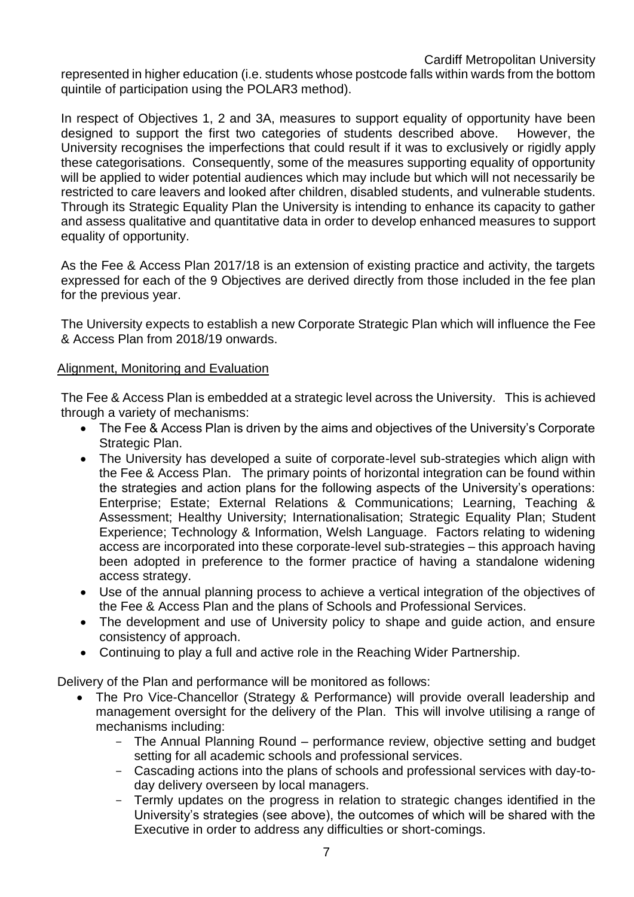represented in higher education (i.e. students whose postcode falls within wards from the bottom quintile of participation using the POLAR3 method).

In respect of Objectives 1, 2 and 3A, measures to support equality of opportunity have been designed to support the first two categories of students described above. However, the University recognises the imperfections that could result if it was to exclusively or rigidly apply these categorisations. Consequently, some of the measures supporting equality of opportunity will be applied to wider potential audiences which may include but which will not necessarily be restricted to care leavers and looked after children, disabled students, and vulnerable students. Through its Strategic Equality Plan the University is intending to enhance its capacity to gather and assess qualitative and quantitative data in order to develop enhanced measures to support equality of opportunity.

As the Fee & Access Plan 2017/18 is an extension of existing practice and activity, the targets expressed for each of the 9 Objectives are derived directly from those included in the fee plan for the previous year.

The University expects to establish a new Corporate Strategic Plan which will influence the Fee & Access Plan from 2018/19 onwards.

## Alignment, Monitoring and Evaluation

The Fee & Access Plan is embedded at a strategic level across the University. This is achieved through a variety of mechanisms:

- The Fee & Access Plan is driven by the aims and objectives of the University's Corporate Strategic Plan.
- The University has developed a suite of corporate-level sub-strategies which align with the Fee & Access Plan. The primary points of horizontal integration can be found within the strategies and action plans for the following aspects of the University's operations: Enterprise; Estate; External Relations & Communications; Learning, Teaching & Assessment; Healthy University; Internationalisation; Strategic Equality Plan; Student Experience; Technology & Information, Welsh Language. Factors relating to widening access are incorporated into these corporate-level sub-strategies – this approach having been adopted in preference to the former practice of having a standalone widening access strategy.
- Use of the annual planning process to achieve a vertical integration of the objectives of the Fee & Access Plan and the plans of Schools and Professional Services.
- The development and use of University policy to shape and guide action, and ensure consistency of approach.
- Continuing to play a full and active role in the Reaching Wider Partnership.

Delivery of the Plan and performance will be monitored as follows:

- The Pro Vice-Chancellor (Strategy & Performance) will provide overall leadership and management oversight for the delivery of the Plan. This will involve utilising a range of mechanisms including:
  - The Annual Planning Round – performance review, objective setting and budget setting for all academic schools and professional services.
  - Cascading actions into the plans of schools and professional services with day-to-day delivery overseen by local managers.
  - Termly updates on the progress in relation to strategic changes identified in the University's strategies (see above), the outcomes of which will be shared with the Executive in order to address any difficulties or short-comings.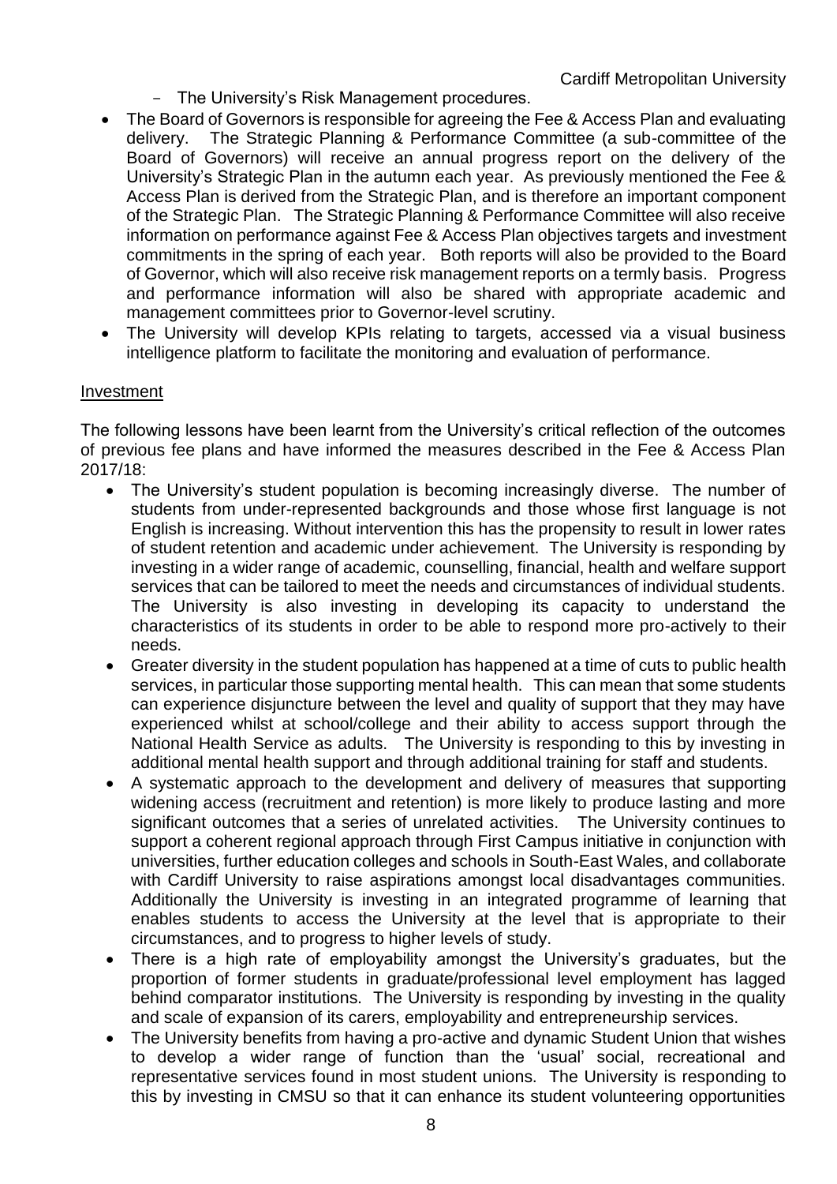- The University's Risk Management procedures.

- The Board of Governors is responsible for agreeing the Fee & Access Plan and evaluating delivery. The Strategic Planning & Performance Committee (a sub-committee of the Board of Governors) will receive an annual progress report on the delivery of the University's Strategic Plan in the autumn each year. As previously mentioned the Fee & Access Plan is derived from the Strategic Plan, and is therefore an important component of the Strategic Plan. The Strategic Planning & Performance Committee will also receive information on performance against Fee & Access Plan objectives targets and investment commitments in the spring of each year. Both reports will also be provided to the Board of Governor, which will also receive risk management reports on a termly basis. Progress and performance information will also be shared with appropriate academic and management committees prior to Governor-level scrutiny.
- The University will develop KPIs relating to targets, accessed via a visual business intelligence platform to facilitate the monitoring and evaluation of performance.

<u>Investment</u>

The following lessons have been learnt from the University's critical reflection of the outcomes of previous fee plans and have informed the measures described in the Fee & Access Plan 2017/18:

- The University's student population is becoming increasingly diverse. The number of students from under-represented backgrounds and those whose first language is not English is increasing. Without intervention this has the propensity to result in lower rates of student retention and academic under achievement. The University is responding by investing in a wider range of academic, counselling, financial, health and welfare support services that can be tailored to meet the needs and circumstances of individual students. The University is also investing in developing its capacity to understand the characteristics of its students in order to be able to respond more pro-actively to their needs.
- Greater diversity in the student population has happened at a time of cuts to public health services, in particular those supporting mental health. This can mean that some students can experience disjuncture between the level and quality of support that they may have experienced whilst at school/college and their ability to access support through the National Health Service as adults. The University is responding to this by investing in additional mental health support and through additional training for staff and students.
- A systematic approach to the development and delivery of measures that supporting widening access (recruitment and retention) is more likely to produce lasting and more significant outcomes that a series of unrelated activities. The University continues to support a coherent regional approach through First Campus initiative in conjunction with universities, further education colleges and schools in South-East Wales, and collaborate with Cardiff University to raise aspirations amongst local disadvantages communities. Additionally the University is investing in an integrated programme of learning that enables students to access the University at the level that is appropriate to their circumstances, and to progress to higher levels of study.
- There is a high rate of employability amongst the University's graduates, but the proportion of former students in graduate/professional level employment has lagged behind comparator institutions. The University is responding by investing in the quality and scale of expansion of its carers, employability and entrepreneurship services.
- The University benefits from having a pro-active and dynamic Student Union that wishes to develop a wider range of function than the 'usual' social, recreational and representative services found in most student unions. The University is responding to this by investing in CMSU so that it can enhance its student volunteering opportunities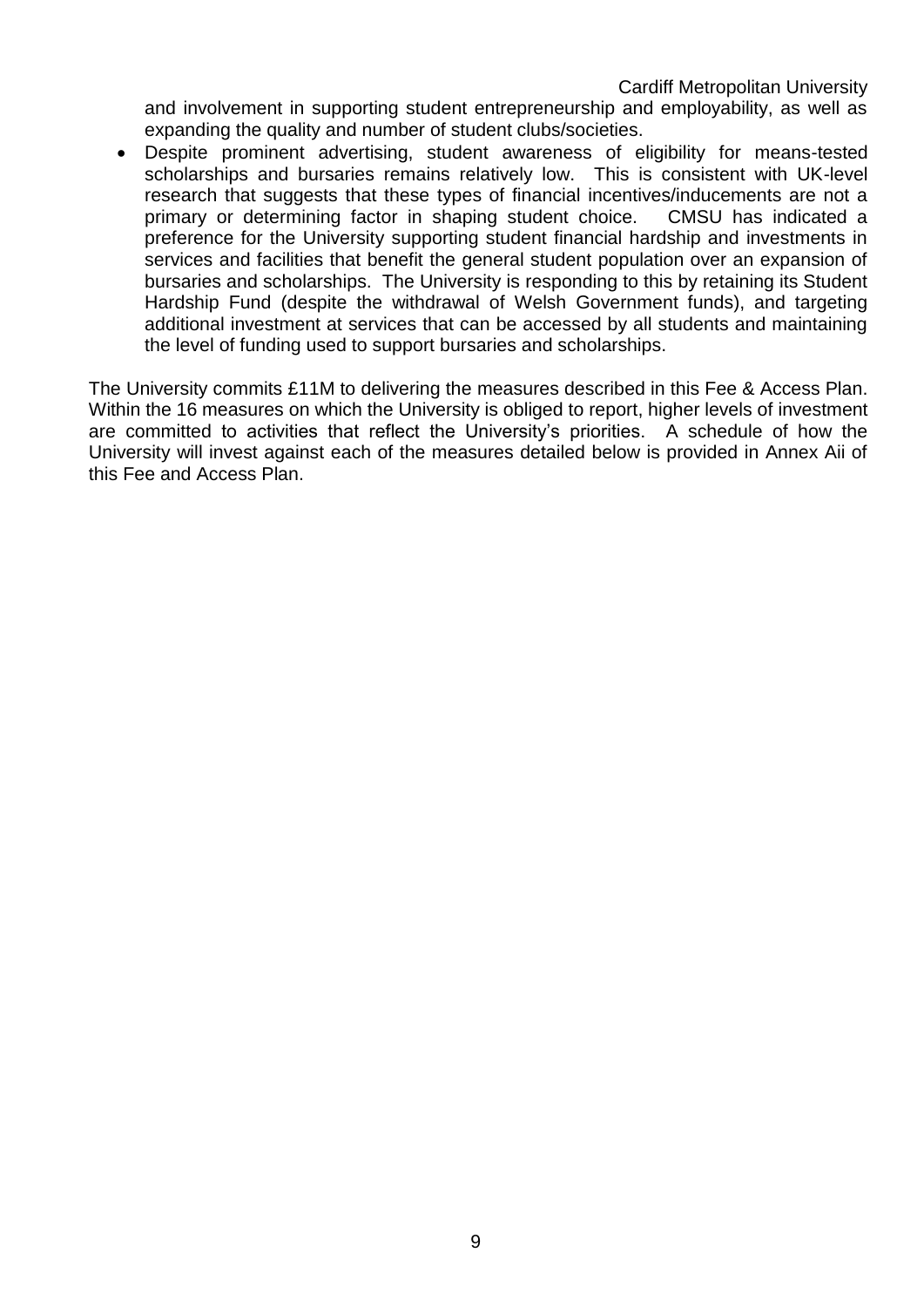and involvement in supporting student entrepreneurship and employability, as well as expanding the quality and number of student clubs/societies.

- Despite prominent advertising, student awareness of eligibility for means-tested scholarships and bursaries remains relatively low. This is consistent with UK-level research that suggests that these types of financial incentives/inducements are not a primary or determining factor in shaping student choice. CMSU has indicated a preference for the University supporting student financial hardship and investments in services and facilities that benefit the general student population over an expansion of bursaries and scholarships. The University is responding to this by retaining its Student Hardship Fund (despite the withdrawal of Welsh Government funds), and targeting additional investment at services that can be accessed by all students and maintaining the level of funding used to support bursaries and scholarships.

The University commits £11M to delivering the measures described in this Fee & Access Plan. Within the 16 measures on which the University is obliged to report, higher levels of investment are committed to activities that reflect the University's priorities. A schedule of how the University will invest against each of the measures detailed below is provided in Annex Aii of this Fee and Access Plan.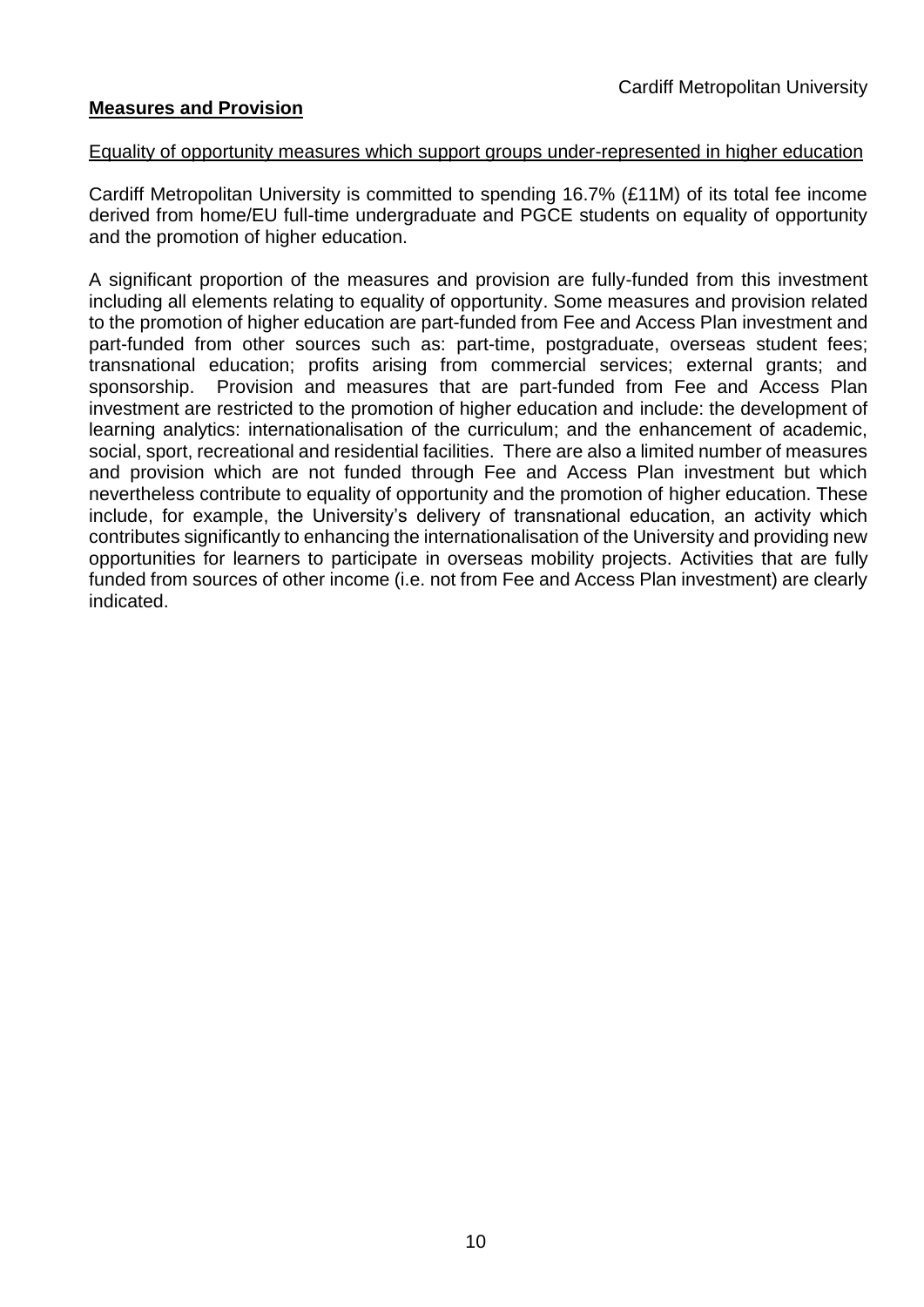## Measures and Provision

Equality of opportunity measures which support groups under-represented in higher education

Cardiff Metropolitan University is committed to spending 16.7% (£11M) of its total fee income derived from home/EU full-time undergraduate and PGCE students on equality of opportunity and the promotion of higher education.

A significant proportion of the measures and provision are fully-funded from this investment including all elements relating to equality of opportunity. Some measures and provision related to the promotion of higher education are part-funded from Fee and Access Plan investment and part-funded from other sources such as: part-time, postgraduate, overseas student fees; transnational education; profits arising from commercial services; external grants; and sponsorship. Provision and measures that are part-funded from Fee and Access Plan investment are restricted to the promotion of higher education and include: the development of learning analytics: internationalisation of the curriculum; and the enhancement of academic, social, sport, recreational and residential facilities. There are also a limited number of measures and provision which are not funded through Fee and Access Plan investment but which nevertheless contribute to equality of opportunity and the promotion of higher education. These include, for example, the University's delivery of transnational education, an activity which contributes significantly to enhancing the internationalisation of the University and providing new opportunities for learners to participate in overseas mobility projects. Activities that are fully funded from sources of other income (i.e. not from Fee and Access Plan investment) are clearly indicated.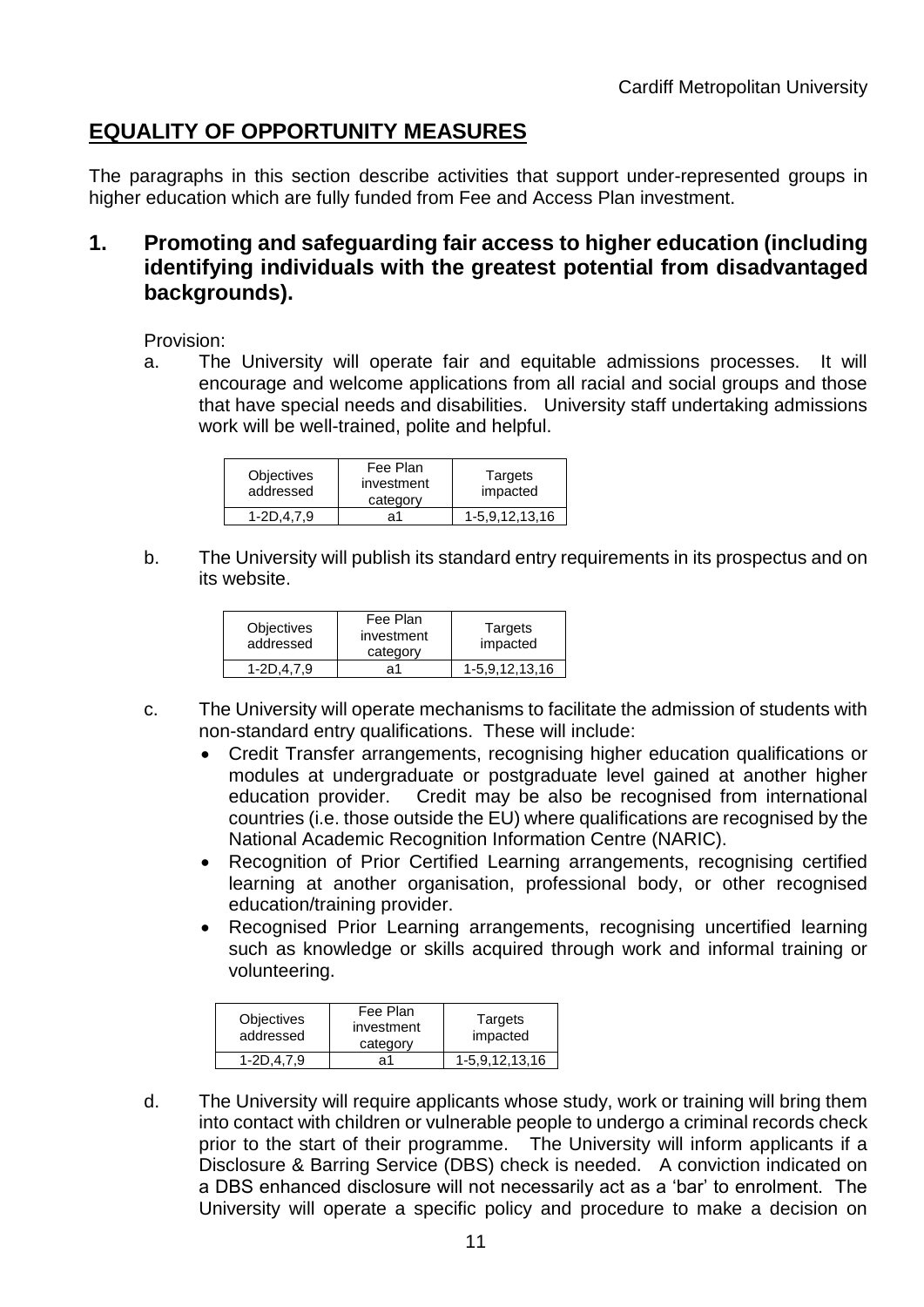## EQUALITY OF OPPORTUNITY MEASURES

The paragraphs in this section describe activities that support under-represented groups in higher education which are fully funded from Fee and Access Plan investment.

### 1. Promoting and safeguarding fair access to higher education (including identifying individuals with the greatest potential from disadvantaged backgrounds).

Provision:

a. The University will operate fair and equitable admissions processes. It will encourage and welcome applications from all racial and social groups and those that have special needs and disabilities. University staff undertaking admissions work will be well-trained, polite and helpful.

| Objectives addressed | Fee Plan investment category | Targets impacted |
|---|---|---|
| 1-2D,4,7,9 | a1 | 1-5,9,12,13,16 |

b. The University will publish its standard entry requirements in its prospectus and on its website.

| Objectives addressed | Fee Plan investment category | Targets impacted |
|---|---|---|
| 1-2D,4,7,9 | a1 | 1-5,9,12,13,16 |

c. The University will operate mechanisms to facilitate the admission of students with non-standard entry qualifications. These will include:

- Credit Transfer arrangements, recognising higher education qualifications or modules at undergraduate or postgraduate level gained at another higher education provider. Credit may be also be recognised from international countries (i.e. those outside the EU) where qualifications are recognised by the National Academic Recognition Information Centre (NARIC).
- Recognition of Prior Certified Learning arrangements, recognising certified learning at another organisation, professional body, or other recognised education/training provider.
- Recognised Prior Learning arrangements, recognising uncertified learning such as knowledge or skills acquired through work and informal training or volunteering.

| Objectives addressed | Fee Plan investment category | Targets impacted |
|---|---|---|
| 1-2D,4,7,9 | a1 | 1-5,9,12,13,16 |

d. The University will require applicants whose study, work or training will bring them into contact with children or vulnerable people to undergo a criminal records check prior to the start of their programme. The University will inform applicants if a Disclosure & Barring Service (DBS) check is needed. A conviction indicated on a DBS enhanced disclosure will not necessarily act as a 'bar' to enrolment. The University will operate a specific policy and procedure to make a decision on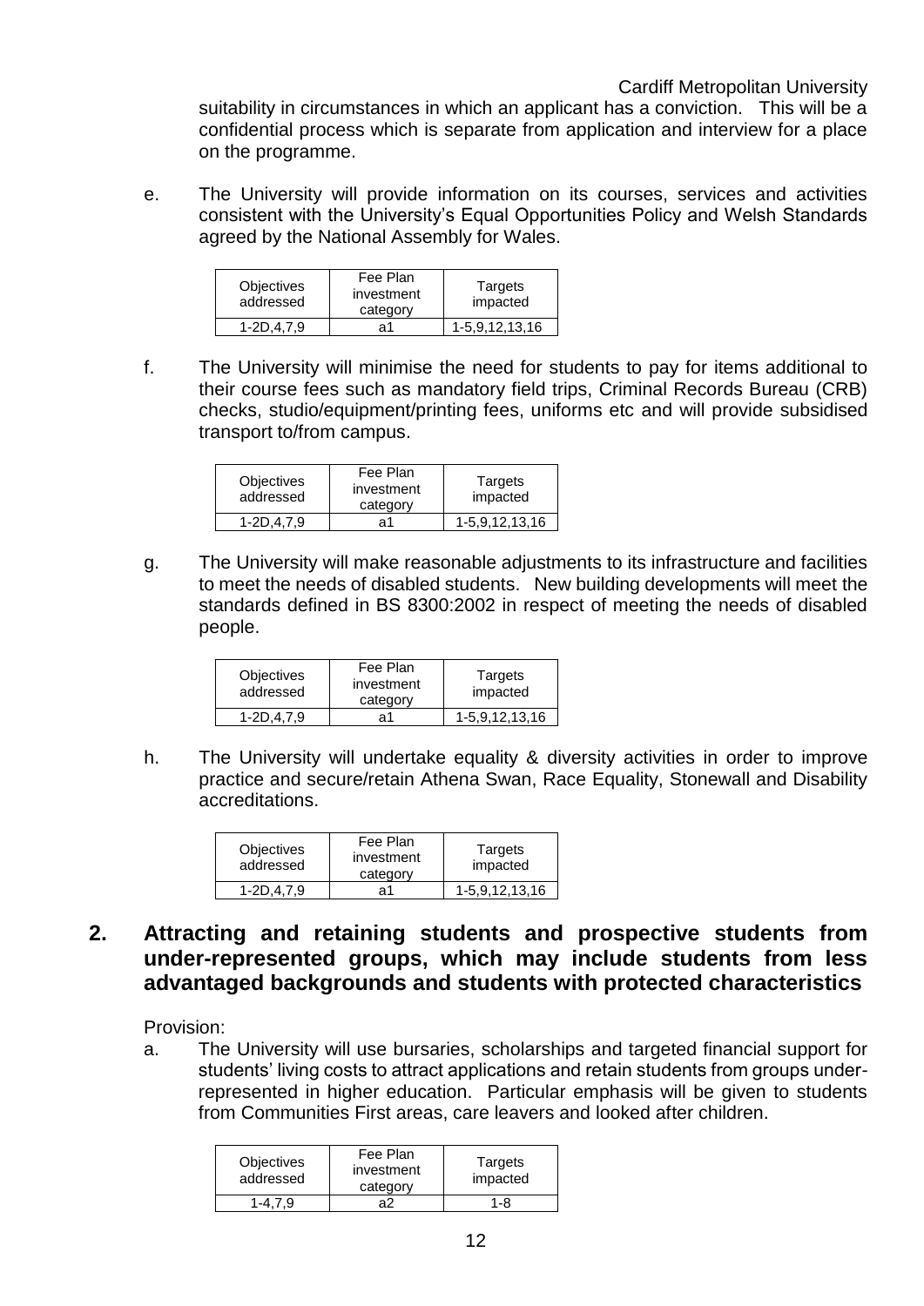suitability in circumstances in which an applicant has a conviction. This will be a confidential process which is separate from application and interview for a place on the programme.

e. The University will provide information on its courses, services and activities consistent with the University's Equal Opportunities Policy and Welsh Standards agreed by the National Assembly for Wales.

| Objectives addressed | Fee Plan investment category | Targets impacted |
|---|---|---|
| 1-2D,4,7,9 | a1 | 1-5,9,12,13,16 |

f. The University will minimise the need for students to pay for items additional to their course fees such as mandatory field trips, Criminal Records Bureau (CRB) checks, studio/equipment/printing fees, uniforms etc and will provide subsidised transport to/from campus.

| Objectives addressed | Fee Plan investment category | Targets impacted |
|---|---|---|
| 1-2D,4,7,9 | a1 | 1-5,9,12,13,16 |

g. The University will make reasonable adjustments to its infrastructure and facilities to meet the needs of disabled students. New building developments will meet the standards defined in BS 8300:2002 in respect of meeting the needs of disabled people.

| Objectives addressed | Fee Plan investment category | Targets impacted |
|---|---|---|
| 1-2D,4,7,9 | a1 | 1-5,9,12,13,16 |

h. The University will undertake equality & diversity activities in order to improve practice and secure/retain Athena Swan, Race Equality, Stonewall and Disability accreditations.

| Objectives addressed | Fee Plan investment category | Targets impacted |
|---|---|---|
| 1-2D,4,7,9 | a1 | 1-5,9,12,13,16 |

## 2. Attracting and retaining students and prospective students from under-represented groups, which may include students from less advantaged backgrounds and students with protected characteristics

Provision:

a. The University will use bursaries, scholarships and targeted financial support for students' living costs to attract applications and retain students from groups under-represented in higher education. Particular emphasis will be given to students from Communities First areas, care leavers and looked after children.

| Objectives addressed | Fee Plan investment category | Targets impacted |
|---|---|---|
| 1-4,7,9 | a2 | 1-8 |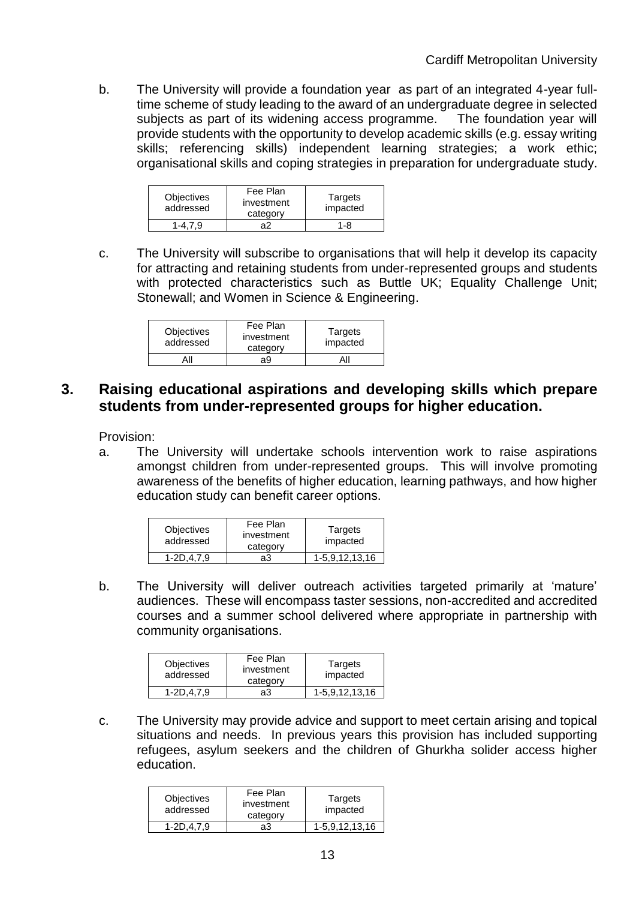b. The University will provide a foundation year as part of an integrated 4-year full-time scheme of study leading to the award of an undergraduate degree in selected subjects as part of its widening access programme. The foundation year will provide students with the opportunity to develop academic skills (e.g. essay writing skills; referencing skills) independent learning strategies; a work ethic; organisational skills and coping strategies in preparation for undergraduate study.

| Objectives addressed | Fee Plan investment category | Targets impacted |
|---|---|---|
| 1-4,7,9 | a2 | 1-8 |

c. The University will subscribe to organisations that will help it develop its capacity for attracting and retaining students from under-represented groups and students with protected characteristics such as Buttle UK; Equality Challenge Unit; Stonewall; and Women in Science & Engineering.

| Objectives addressed | Fee Plan investment category | Targets impacted |
|---|---|---|
| All | a9 | All |

## 3. Raising educational aspirations and developing skills which prepare students from under-represented groups for higher education.

Provision:

a. The University will undertake schools intervention work to raise aspirations amongst children from under-represented groups. This will involve promoting awareness of the benefits of higher education, learning pathways, and how higher education study can benefit career options.

| Objectives addressed | Fee Plan investment category | Targets impacted |
|---|---|---|
| 1-2D,4,7,9 | a3 | 1-5,9,12,13,16 |

b. The University will deliver outreach activities targeted primarily at 'mature' audiences. These will encompass taster sessions, non-accredited and accredited courses and a summer school delivered where appropriate in partnership with community organisations.

| Objectives addressed | Fee Plan investment category | Targets impacted |
|---|---|---|
| 1-2D,4,7,9 | a3 | 1-5,9,12,13,16 |

c. The University may provide advice and support to meet certain arising and topical situations and needs. In previous years this provision has included supporting refugees, asylum seekers and the children of Ghurkha solider access higher education.

| Objectives addressed | Fee Plan investment category | Targets impacted |
|---|---|---|
| 1-2D,4,7,9 | a3 | 1-5,9,12,13,16 |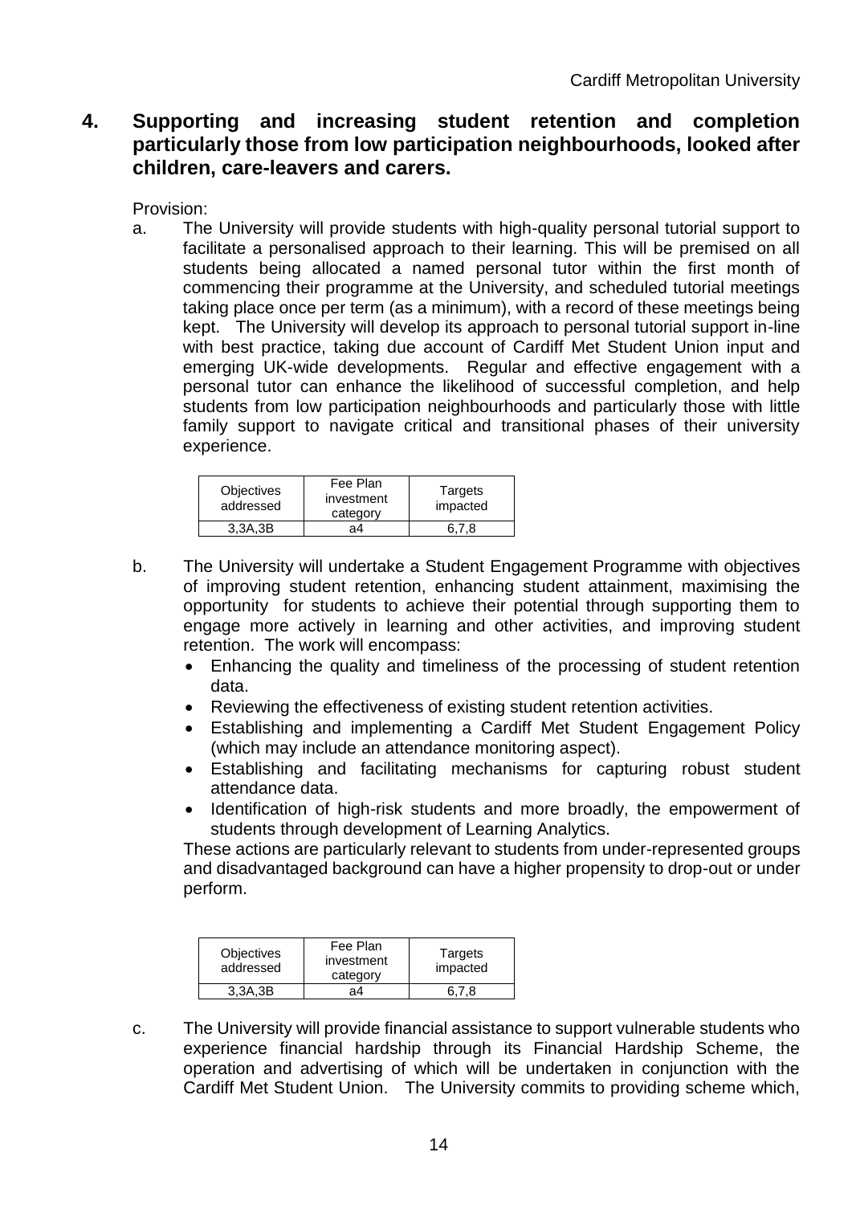## 4. Supporting and increasing student retention and completion particularly those from low participation neighbourhoods, looked after children, care-leavers and carers.

Provision:

a. The University will provide students with high-quality personal tutorial support to facilitate a personalised approach to their learning. This will be premised on all students being allocated a named personal tutor within the first month of commencing their programme at the University, and scheduled tutorial meetings taking place once per term (as a minimum), with a record of these meetings being kept. The University will develop its approach to personal tutorial support in-line with best practice, taking due account of Cardiff Met Student Union input and emerging UK-wide developments. Regular and effective engagement with a personal tutor can enhance the likelihood of successful completion, and help students from low participation neighbourhoods and particularly those with little family support to navigate critical and transitional phases of their university experience.

| Objectives addressed | Fee Plan investment category | Targets impacted |
|---|---|---|
| 3,3A,3B | a4 | 6,7,8 |

b. The University will undertake a Student Engagement Programme with objectives of improving student retention, enhancing student attainment, maximising the opportunity for students to achieve their potential through supporting them to engage more actively in learning and other activities, and improving student retention. The work will encompass:

- Enhancing the quality and timeliness of the processing of student retention data.
- Reviewing the effectiveness of existing student retention activities.
- Establishing and implementing a Cardiff Met Student Engagement Policy (which may include an attendance monitoring aspect).
- Establishing and facilitating mechanisms for capturing robust student attendance data.
- Identification of high-risk students and more broadly, the empowerment of students through development of Learning Analytics.

These actions are particularly relevant to students from under-represented groups and disadvantaged background can have a higher propensity to drop-out or under perform.

| Objectives addressed | Fee Plan investment category | Targets impacted |
|---|---|---|
| 3,3A,3B | a4 | 6,7,8 |

c. The University will provide financial assistance to support vulnerable students who experience financial hardship through its Financial Hardship Scheme, the operation and advertising of which will be undertaken in conjunction with the Cardiff Met Student Union. The University commits to providing scheme which,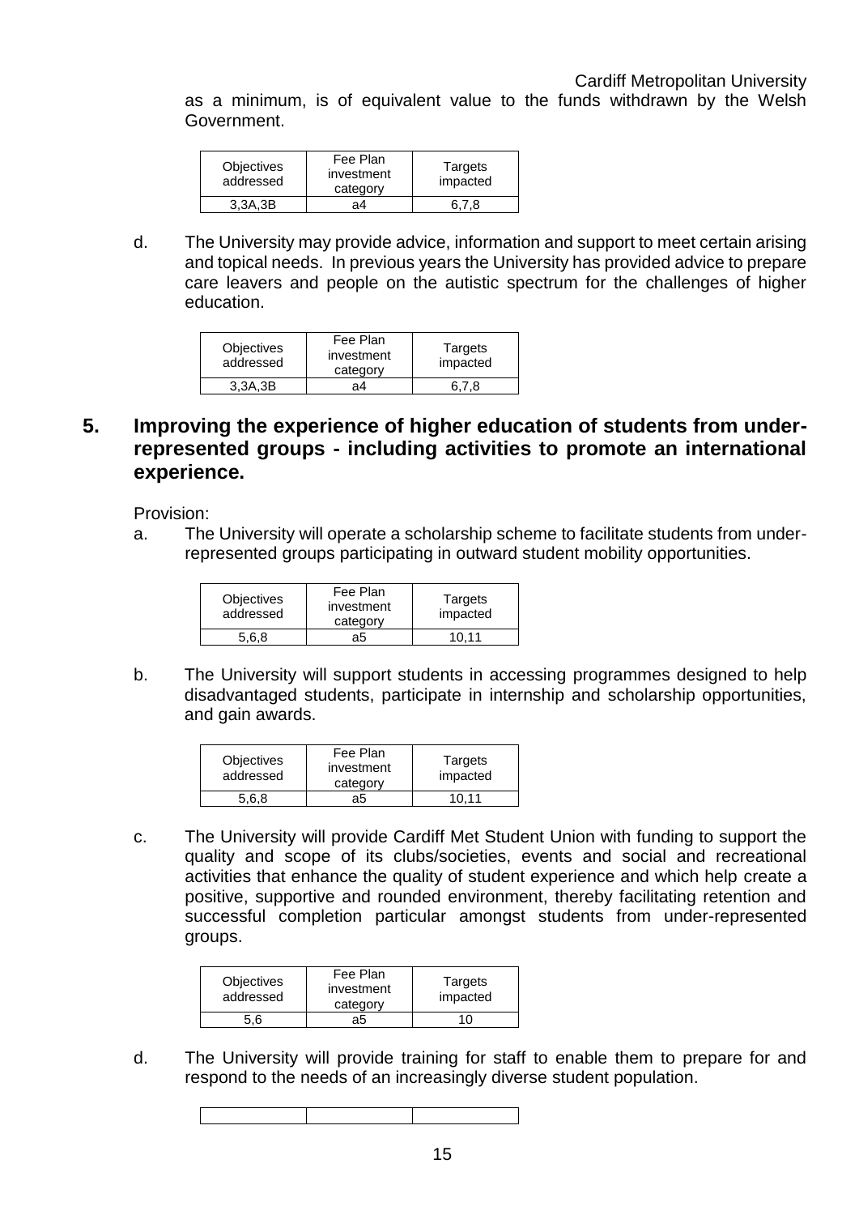as a minimum, is of equivalent value to the funds withdrawn by the Welsh Government.

| Objectives addressed | Fee Plan investment category | Targets impacted |
|---|---|---|
| 3,3A,3B | a4 | 6,7,8 |

d. The University may provide advice, information and support to meet certain arising and topical needs. In previous years the University has provided advice to prepare care leavers and people on the autistic spectrum for the challenges of higher education.

| Objectives addressed | Fee Plan investment category | Targets impacted |
|---|---|---|
| 3,3A,3B | a4 | 6,7,8 |

## 5. Improving the experience of higher education of students from under-represented groups - including activities to promote an international experience.

Provision:

a. The University will operate a scholarship scheme to facilitate students from under-represented groups participating in outward student mobility opportunities.

| Objectives addressed | Fee Plan investment category | Targets impacted |
|---|---|---|
| 5,6,8 | a5 | 10,11 |

b. The University will support students in accessing programmes designed to help disadvantaged students, participate in internship and scholarship opportunities, and gain awards.

| Objectives addressed | Fee Plan investment category | Targets impacted |
|---|---|---|
| 5,6,8 | a5 | 10,11 |

c. The University will provide Cardiff Met Student Union with funding to support the quality and scope of its clubs/societies, events and social and recreational activities that enhance the quality of student experience and which help create a positive, supportive and rounded environment, thereby facilitating retention and successful completion particular amongst students from under-represented groups.

| Objectives addressed | Fee Plan investment category | Targets impacted |
|---|---|---|
| 5,6 | a5 | 10 |

d. The University will provide training for staff to enable them to prepare for and respond to the needs of an increasingly diverse student population.

| | | |
|---|---|---|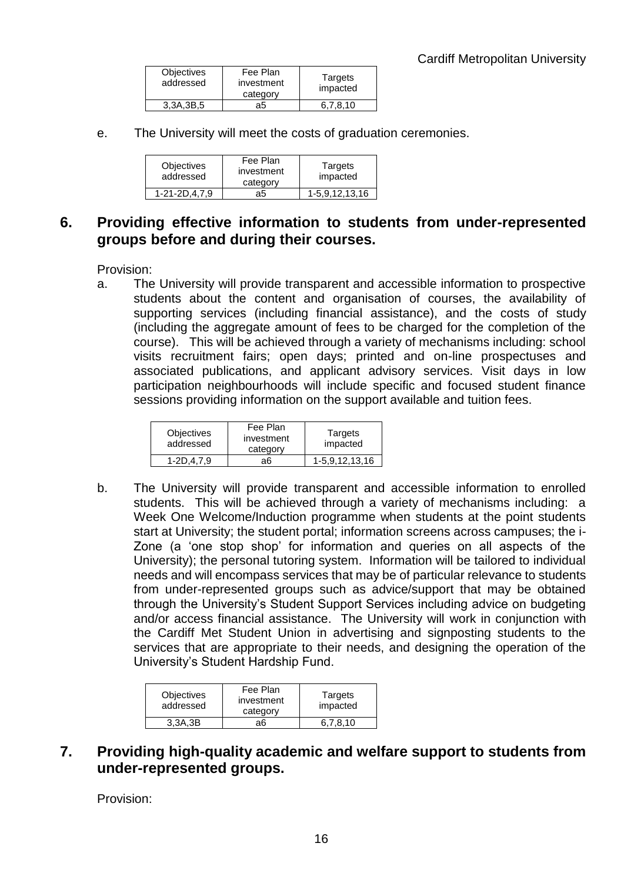| Objectives addressed | Fee Plan investment category | Targets impacted |
|---|---|---|
| 3,3A,3B,5 | a5 | 6,7,8,10 |

e. The University will meet the costs of graduation ceremonies.

| Objectives addressed | Fee Plan investment category | Targets impacted |
|---|---|---|
| 1-21-2D,4,7,9 | a5 | 1-5,9,12,13,16 |

## 6. Providing effective information to students from under-represented groups before and during their courses.

Provision:

a. The University will provide transparent and accessible information to prospective students about the content and organisation of courses, the availability of supporting services (including financial assistance), and the costs of study (including the aggregate amount of fees to be charged for the completion of the course). This will be achieved through a variety of mechanisms including: school visits recruitment fairs; open days; printed and on-line prospectuses and associated publications, and applicant advisory services. Visit days in low participation neighbourhoods will include specific and focused student finance sessions providing information on the support available and tuition fees.

| Objectives addressed | Fee Plan investment category | Targets impacted |
|---|---|---|
| 1-2D,4,7,9 | a6 | 1-5,9,12,13,16 |

b. The University will provide transparent and accessible information to enrolled students. This will be achieved through a variety of mechanisms including: a Week One Welcome/Induction programme when students at the point students start at University; the student portal; information screens across campuses; the i-Zone (a 'one stop shop' for information and queries on all aspects of the University); the personal tutoring system. Information will be tailored to individual needs and will encompass services that may be of particular relevance to students from under-represented groups such as advice/support that may be obtained through the University's Student Support Services including advice on budgeting and/or access financial assistance. The University will work in conjunction with the Cardiff Met Student Union in advertising and signposting students to the services that are appropriate to their needs, and designing the operation of the University's Student Hardship Fund.

| Objectives addressed | Fee Plan investment category | Targets impacted |
|---|---|---|
| 3,3A,3B | a6 | 6,7,8,10 |

## 7. Providing high-quality academic and welfare support to students from under-represented groups.

Provision: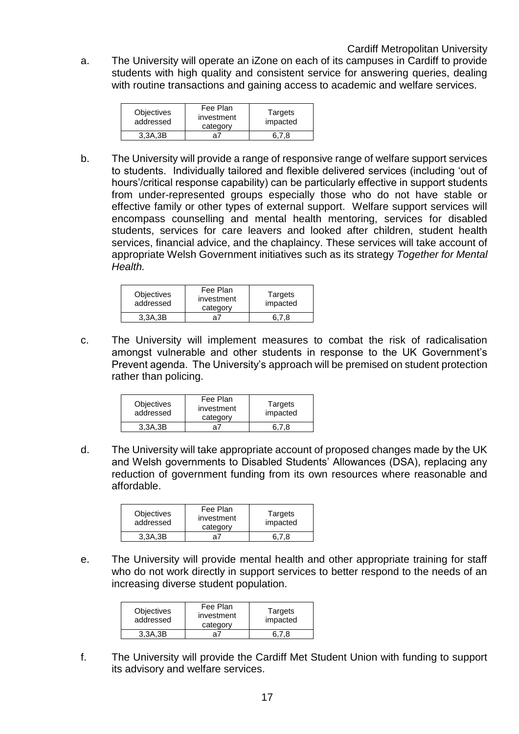a. The University will operate an iZone on each of its campuses in Cardiff to provide students with high quality and consistent service for answering queries, dealing with routine transactions and gaining access to academic and welfare services.

| Objectives addressed | Fee Plan investment category | Targets impacted |
|---|---|---|
| 3,3A,3B | a7 | 6,7,8 |

b. The University will provide a range of responsive range of welfare support services to students. Individually tailored and flexible delivered services (including 'out of hours'/critical response capability) can be particularly effective in support students from under-represented groups especially those who do not have stable or effective family or other types of external support. Welfare support services will encompass counselling and mental health mentoring, services for disabled students, services for care leavers and looked after children, student health services, financial advice, and the chaplaincy. These services will take account of appropriate Welsh Government initiatives such as its strategy *Together for Mental Health.*

| Objectives addressed | Fee Plan investment category | Targets impacted |
|---|---|---|
| 3,3A,3B | a7 | 6,7,8 |

c. The University will implement measures to combat the risk of radicalisation amongst vulnerable and other students in response to the UK Government's Prevent agenda. The University's approach will be premised on student protection rather than policing.

| Objectives addressed | Fee Plan investment category | Targets impacted |
|---|---|---|
| 3,3A,3B | a7 | 6,7,8 |

d. The University will take appropriate account of proposed changes made by the UK and Welsh governments to Disabled Students' Allowances (DSA), replacing any reduction of government funding from its own resources where reasonable and affordable.

| Objectives addressed | Fee Plan investment category | Targets impacted |
|---|---|---|
| 3,3A,3B | a7 | 6,7,8 |

e. The University will provide mental health and other appropriate training for staff who do not work directly in support services to better respond to the needs of an increasing diverse student population.

| Objectives addressed | Fee Plan investment category | Targets impacted |
|---|---|---|
| 3,3A,3B | a7 | 6,7,8 |

f. The University will provide the Cardiff Met Student Union with funding to support its advisory and welfare services.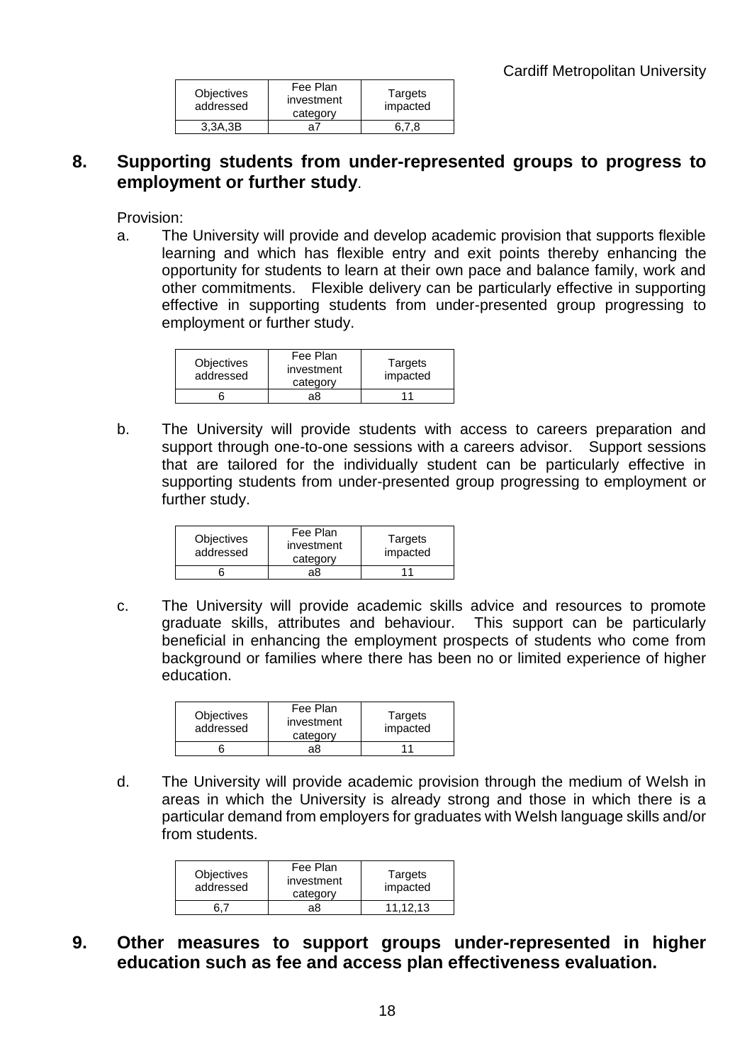| Objectives addressed | Fee Plan investment category | Targets impacted |
|---|---|---|
| 3,3A,3B | a7 | 6,7,8 |

## 8. Supporting students from under-represented groups to progress to employment or further study.

Provision:

a. The University will provide and develop academic provision that supports flexible learning and which has flexible entry and exit points thereby enhancing the opportunity for students to learn at their own pace and balance family, work and other commitments. Flexible delivery can be particularly effective in supporting effective in supporting students from under-presented group progressing to employment or further study.

| Objectives addressed | Fee Plan investment category | Targets impacted |
|---|---|---|
| 6 | a8 | 11 |

b. The University will provide students with access to careers preparation and support through one-to-one sessions with a careers advisor. Support sessions that are tailored for the individually student can be particularly effective in supporting students from under-presented group progressing to employment or further study.

| Objectives addressed | Fee Plan investment category | Targets impacted |
|---|---|---|
| 6 | a8 | 11 |

c. The University will provide academic skills advice and resources to promote graduate skills, attributes and behaviour. This support can be particularly beneficial in enhancing the employment prospects of students who come from background or families where there has been no or limited experience of higher education.

| Objectives addressed | Fee Plan investment category | Targets impacted |
|---|---|---|
| 6 | a8 | 11 |

d. The University will provide academic provision through the medium of Welsh in areas in which the University is already strong and those in which there is a particular demand from employers for graduates with Welsh language skills and/or from students.

| Objectives addressed | Fee Plan investment category | Targets impacted |
|---|---|---|
| 6,7 | a8 | 11,12,13 |

## 9. Other measures to support groups under-represented in higher education such as fee and access plan effectiveness evaluation.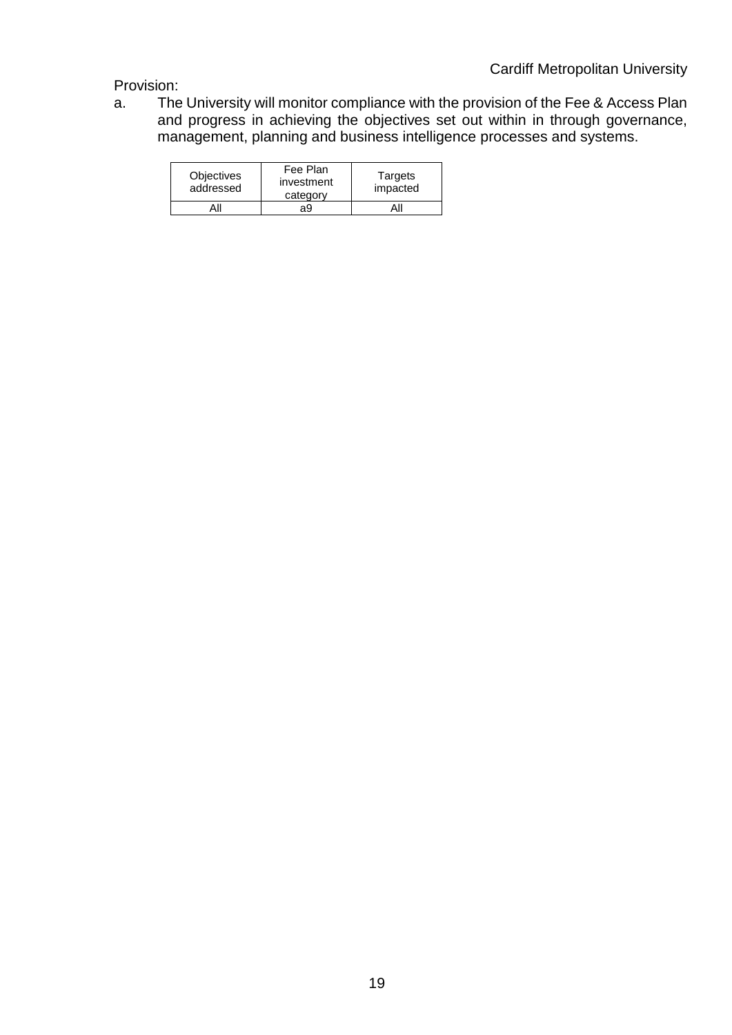Provision:

a. The University will monitor compliance with the provision of the Fee & Access Plan and progress in achieving the objectives set out within in through governance, management, planning and business intelligence processes and systems.

| Objectives addressed | Fee Plan investment category | Targets impacted |
|---|---|---|
| All | a9 | All |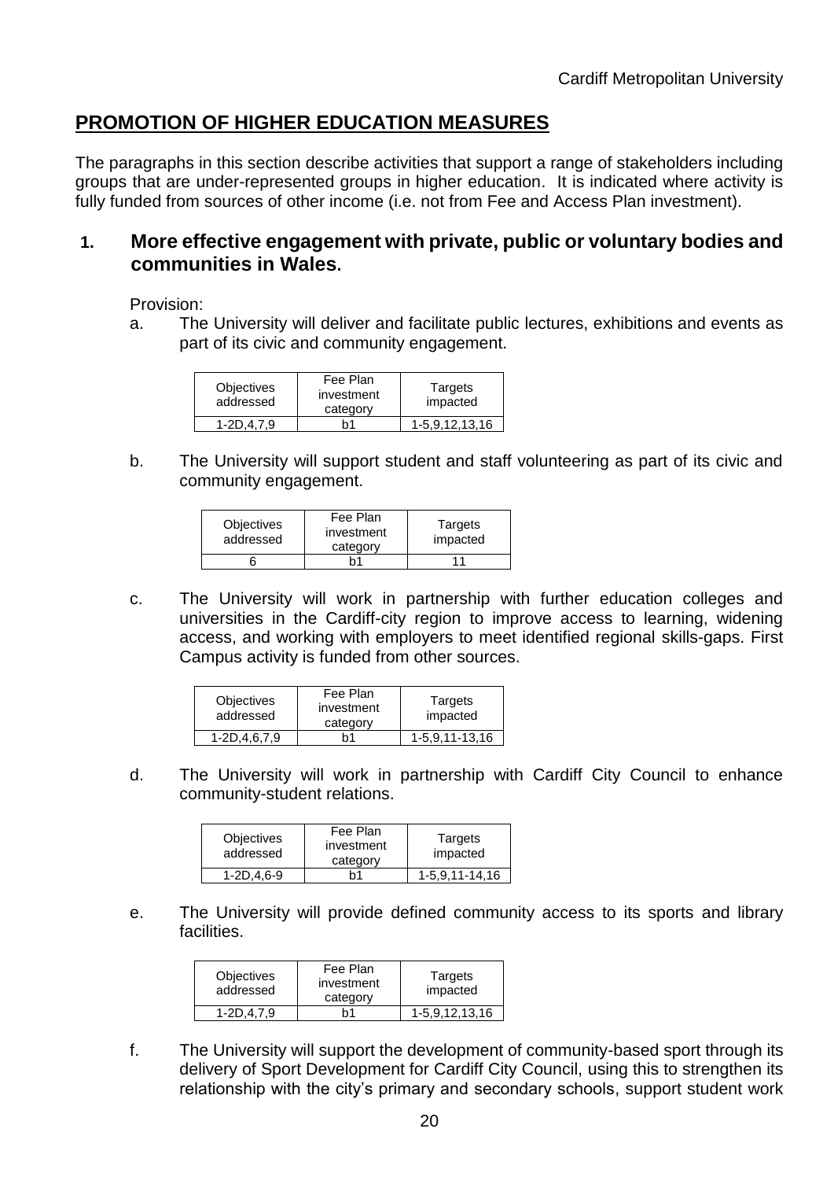## PROMOTION OF HIGHER EDUCATION MEASURES

The paragraphs in this section describe activities that support a range of stakeholders including groups that are under-represented groups in higher education. It is indicated where activity is fully funded from sources of other income (i.e. not from Fee and Access Plan investment).

### 1. More effective engagement with private, public or voluntary bodies and communities in Wales.

Provision:

a. The University will deliver and facilitate public lectures, exhibitions and events as part of its civic and community engagement.

| Objectives addressed | Fee Plan investment category | Targets impacted |
|---|---|---|
| 1-2D,4,7,9 | b1 | 1-5,9,12,13,16 |

b. The University will support student and staff volunteering as part of its civic and community engagement.

| Objectives addressed | Fee Plan investment category | Targets impacted |
|---|---|---|
| 6 | b1 | 11 |

c. The University will work in partnership with further education colleges and universities in the Cardiff-city region to improve access to learning, widening access, and working with employers to meet identified regional skills-gaps. First Campus activity is funded from other sources.

| Objectives addressed | Fee Plan investment category | Targets impacted |
|---|---|---|
| 1-2D,4,6,7,9 | b1 | 1-5,9,11-13,16 |

d. The University will work in partnership with Cardiff City Council to enhance community-student relations.

| Objectives addressed | Fee Plan investment category | Targets impacted |
|---|---|---|
| 1-2D,4,6-9 | b1 | 1-5,9,11-14,16 |

e. The University will provide defined community access to its sports and library facilities.

| Objectives addressed | Fee Plan investment category | Targets impacted |
|---|---|---|
| 1-2D,4,7,9 | b1 | 1-5,9,12,13,16 |

f. The University will support the development of community-based sport through its delivery of Sport Development for Cardiff City Council, using this to strengthen its relationship with the city's primary and secondary schools, support student work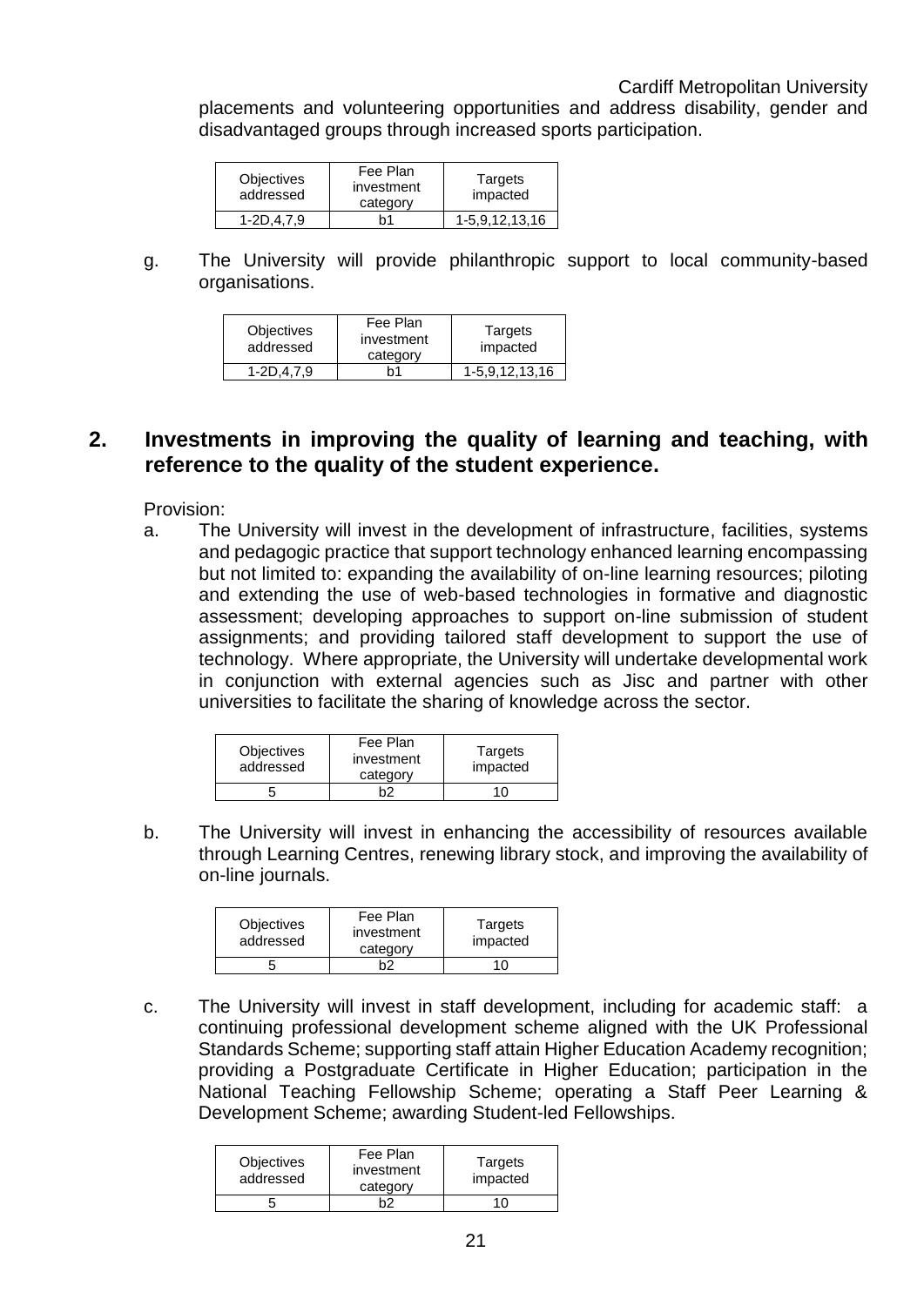placements and volunteering opportunities and address disability, gender and disadvantaged groups through increased sports participation.

| Objectives addressed | Fee Plan investment category | Targets impacted |
|---|---|---|
| 1-2D,4,7,9 | b1 | 1-5,9,12,13,16 |

g. The University will provide philanthropic support to local community-based organisations.

| Objectives addressed | Fee Plan investment category | Targets impacted |
|---|---|---|
| 1-2D,4,7,9 | b1 | 1-5,9,12,13,16 |

## 2. Investments in improving the quality of learning and teaching, with reference to the quality of the student experience.

Provision:

a. The University will invest in the development of infrastructure, facilities, systems and pedagogic practice that support technology enhanced learning encompassing but not limited to: expanding the availability of on-line learning resources; piloting and extending the use of web-based technologies in formative and diagnostic assessment; developing approaches to support on-line submission of student assignments; and providing tailored staff development to support the use of technology. Where appropriate, the University will undertake developmental work in conjunction with external agencies such as Jisc and partner with other universities to facilitate the sharing of knowledge across the sector.

| Objectives addressed | Fee Plan investment category | Targets impacted |
|---|---|---|
| 5 | b2 | 10 |

b. The University will invest in enhancing the accessibility of resources available through Learning Centres, renewing library stock, and improving the availability of on-line journals.

| Objectives addressed | Fee Plan investment category | Targets impacted |
|---|---|---|
| 5 | b2 | 10 |

c. The University will invest in staff development, including for academic staff: a continuing professional development scheme aligned with the UK Professional Standards Scheme; supporting staff attain Higher Education Academy recognition; providing a Postgraduate Certificate in Higher Education; participation in the National Teaching Fellowship Scheme; operating a Staff Peer Learning & Development Scheme; awarding Student-led Fellowships.

| Objectives addressed | Fee Plan investment category | Targets impacted |
|---|---|---|
| 5 | b2 | 10 |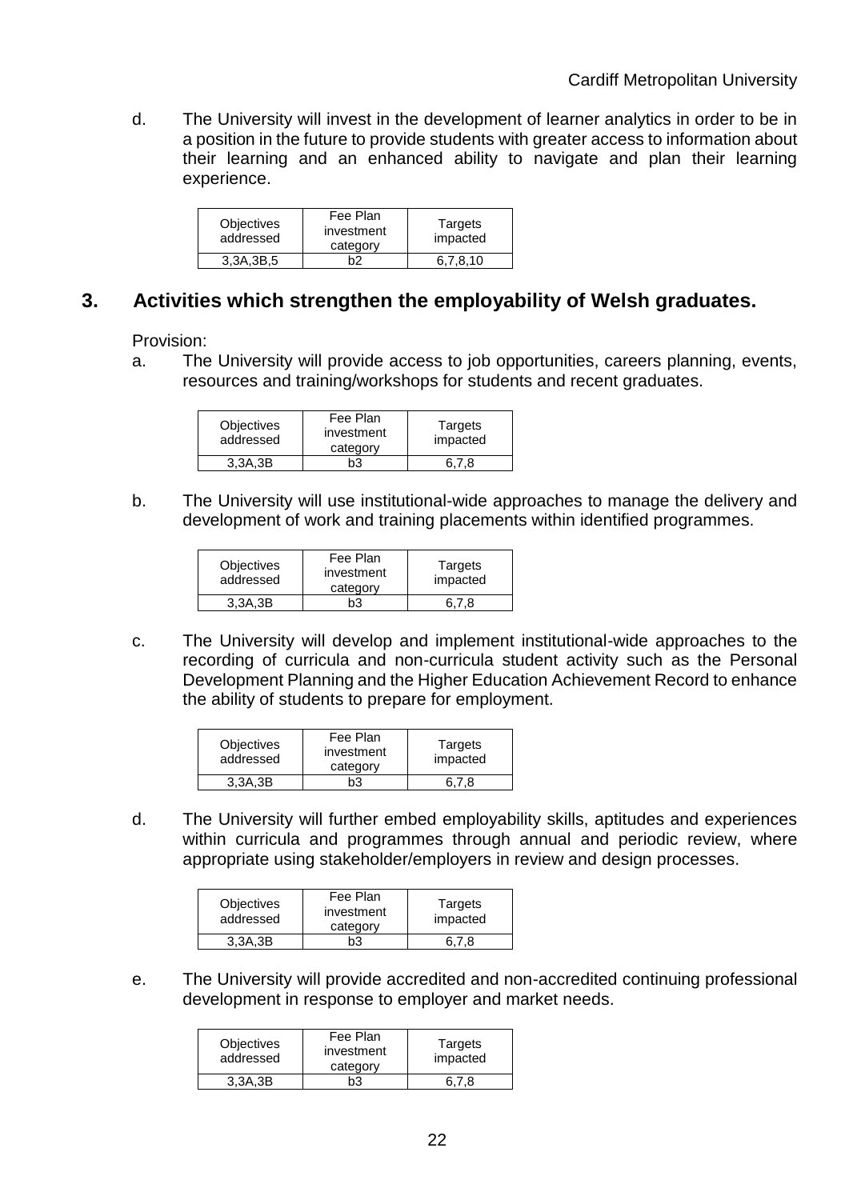d. The University will invest in the development of learner analytics in order to be in a position in the future to provide students with greater access to information about their learning and an enhanced ability to navigate and plan their learning experience.

| Objectives addressed | Fee Plan investment category | Targets impacted |
| --- | --- | --- |
| 3,3A,3B,5 | b2 | 6,7,8,10 |

## 3. Activities which strengthen the employability of Welsh graduates.

Provision:

a. The University will provide access to job opportunities, careers planning, events, resources and training/workshops for students and recent graduates.

| Objectives addressed | Fee Plan investment category | Targets impacted |
| --- | --- | --- |
| 3,3A,3B | b3 | 6,7,8 |

b. The University will use institutional-wide approaches to manage the delivery and development of work and training placements within identified programmes.

| Objectives addressed | Fee Plan investment category | Targets impacted |
| --- | --- | --- |
| 3,3A,3B | b3 | 6,7,8 |

c. The University will develop and implement institutional-wide approaches to the recording of curricula and non-curricula student activity such as the Personal Development Planning and the Higher Education Achievement Record to enhance the ability of students to prepare for employment.

| Objectives addressed | Fee Plan investment category | Targets impacted |
| --- | --- | --- |
| 3,3A,3B | b3 | 6,7,8 |

d. The University will further embed employability skills, aptitudes and experiences within curricula and programmes through annual and periodic review, where appropriate using stakeholder/employers in review and design processes.

| Objectives addressed | Fee Plan investment category | Targets impacted |
| --- | --- | --- |
| 3,3A,3B | b3 | 6,7,8 |

e. The University will provide accredited and non-accredited continuing professional development in response to employer and market needs.

| Objectives addressed | Fee Plan investment category | Targets impacted |
| --- | --- | --- |
| 3,3A,3B | b3 | 6,7,8 |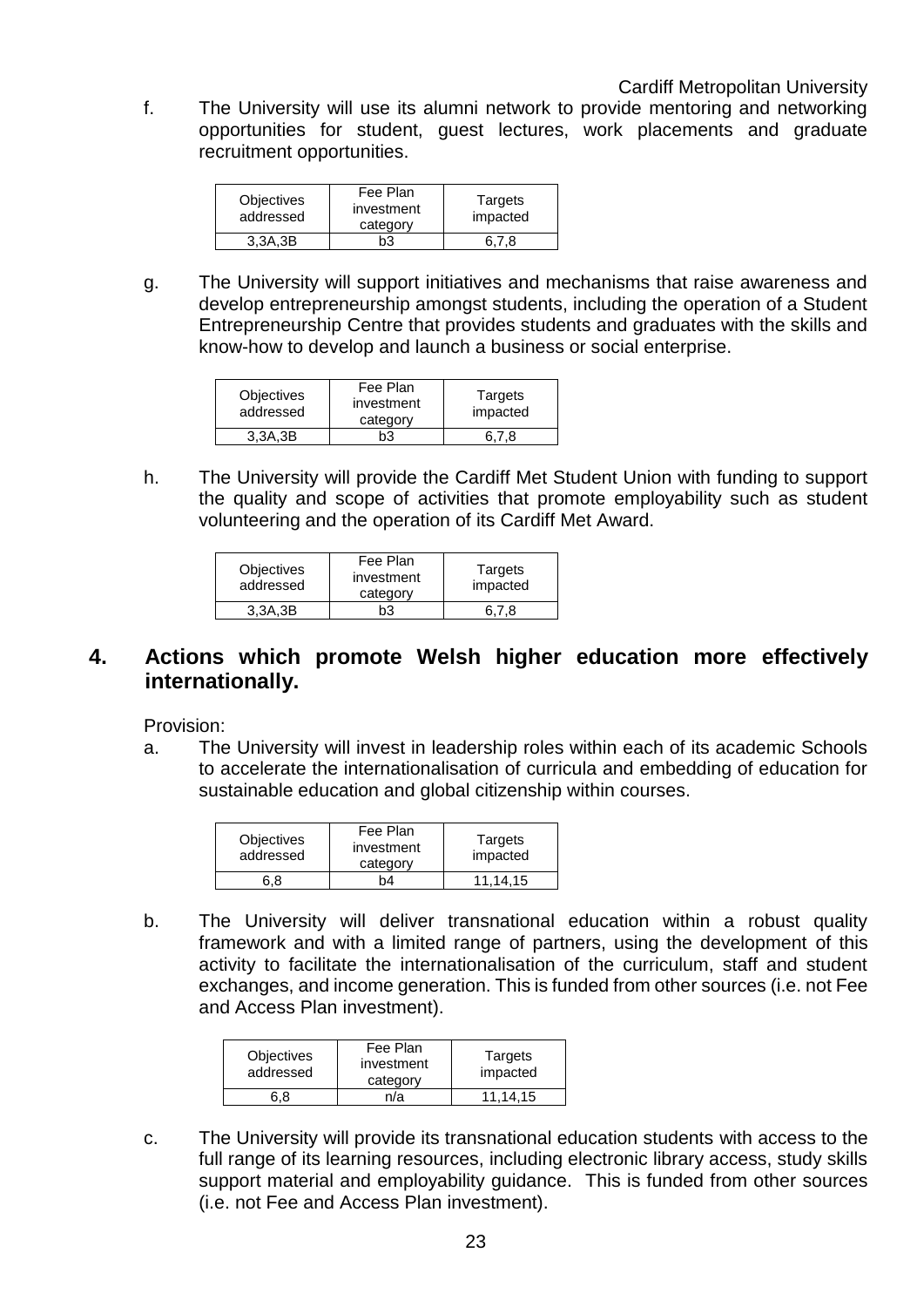f. The University will use its alumni network to provide mentoring and networking opportunities for student, guest lectures, work placements and graduate recruitment opportunities.

| Objectives addressed | Fee Plan investment category | Targets impacted |
|---|---|---|
| 3,3A,3B | b3 | 6,7,8 |

g. The University will support initiatives and mechanisms that raise awareness and develop entrepreneurship amongst students, including the operation of a Student Entrepreneurship Centre that provides students and graduates with the skills and know-how to develop and launch a business or social enterprise.

| Objectives addressed | Fee Plan investment category | Targets impacted |
|---|---|---|
| 3,3A,3B | b3 | 6,7,8 |

h. The University will provide the Cardiff Met Student Union with funding to support the quality and scope of activities that promote employability such as student volunteering and the operation of its Cardiff Met Award.

| Objectives addressed | Fee Plan investment category | Targets impacted |
|---|---|---|
| 3,3A,3B | b3 | 6,7,8 |

## 4. Actions which promote Welsh higher education more effectively internationally.

Provision:

a. The University will invest in leadership roles within each of its academic Schools to accelerate the internationalisation of curricula and embedding of education for sustainable education and global citizenship within courses.

| Objectives addressed | Fee Plan investment category | Targets impacted |
|---|---|---|
| 6,8 | b4 | 11,14,15 |

b. The University will deliver transnational education within a robust quality framework and with a limited range of partners, using the development of this activity to facilitate the internationalisation of the curriculum, staff and student exchanges, and income generation. This is funded from other sources (i.e. not Fee and Access Plan investment).

| Objectives addressed | Fee Plan investment category | Targets impacted |
|---|---|---|
| 6,8 | n/a | 11,14,15 |

c. The University will provide its transnational education students with access to the full range of its learning resources, including electronic library access, study skills support material and employability guidance. This is funded from other sources (i.e. not Fee and Access Plan investment).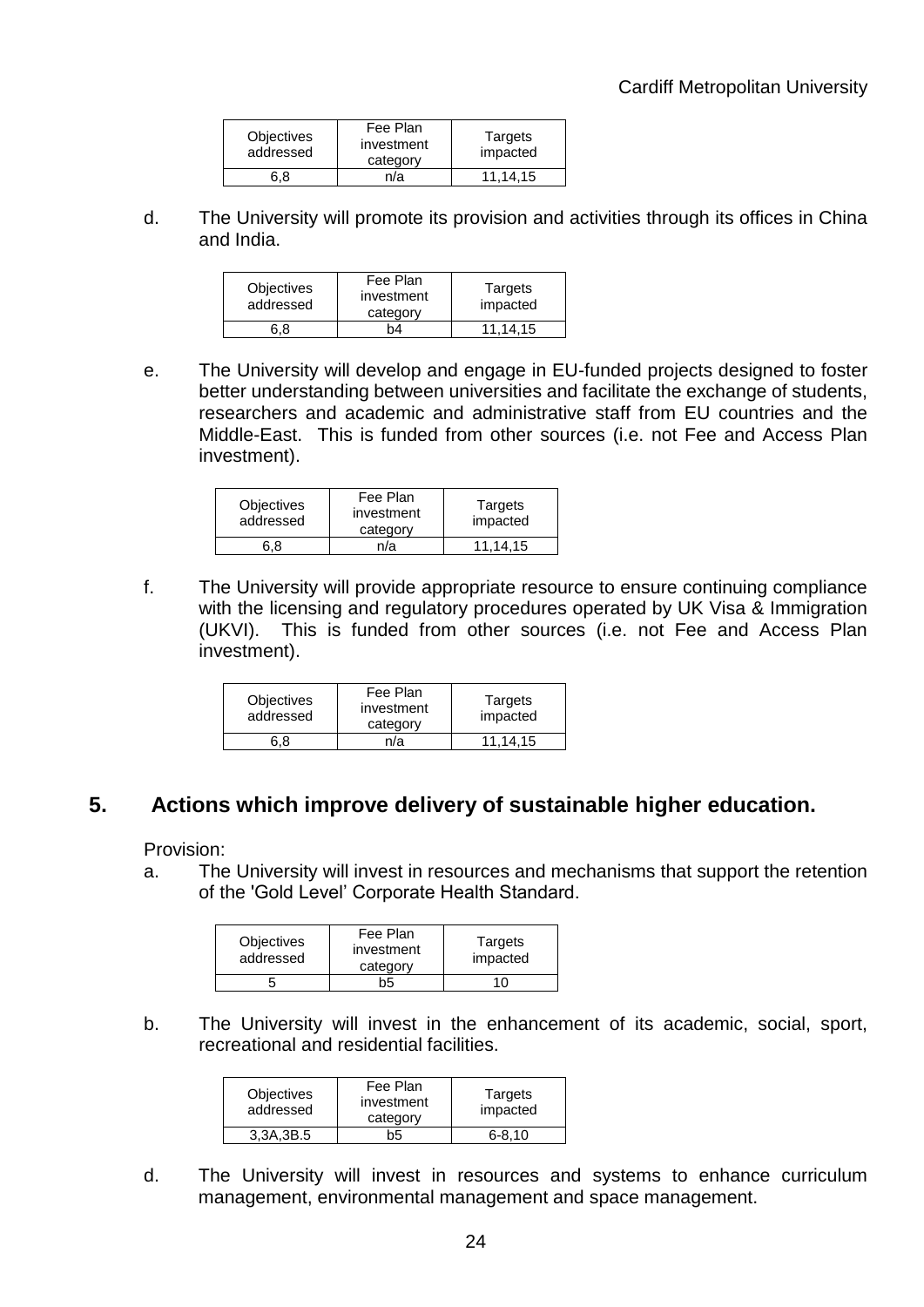| Objectives addressed | Fee Plan investment category | Targets impacted |
|---|---|---|
| 6,8 | n/a | 11,14,15 |

d. The University will promote its provision and activities through its offices in China and India.

| Objectives addressed | Fee Plan investment category | Targets impacted |
|---|---|---|
| 6,8 | b4 | 11,14,15 |

e. The University will develop and engage in EU-funded projects designed to foster better understanding between universities and facilitate the exchange of students, researchers and academic and administrative staff from EU countries and the Middle-East. This is funded from other sources (i.e. not Fee and Access Plan investment).

| Objectives addressed | Fee Plan investment category | Targets impacted |
|---|---|---|
| 6,8 | n/a | 11,14,15 |

f. The University will provide appropriate resource to ensure continuing compliance with the licensing and regulatory procedures operated by UK Visa & Immigration (UKVI). This is funded from other sources (i.e. not Fee and Access Plan investment).

| Objectives addressed | Fee Plan investment category | Targets impacted |
|---|---|---|
| 6,8 | n/a | 11,14,15 |

## 5. Actions which improve delivery of sustainable higher education.

Provision:

a. The University will invest in resources and mechanisms that support the retention of the 'Gold Level' Corporate Health Standard.

| Objectives addressed | Fee Plan investment category | Targets impacted |
|---|---|---|
| 5 | b5 | 10 |

b. The University will invest in the enhancement of its academic, social, sport, recreational and residential facilities.

| Objectives addressed | Fee Plan investment category | Targets impacted |
|---|---|---|
| 3,3A,3B.5 | b5 | 6-8,10 |

d. The University will invest in resources and systems to enhance curriculum management, environmental management and space management.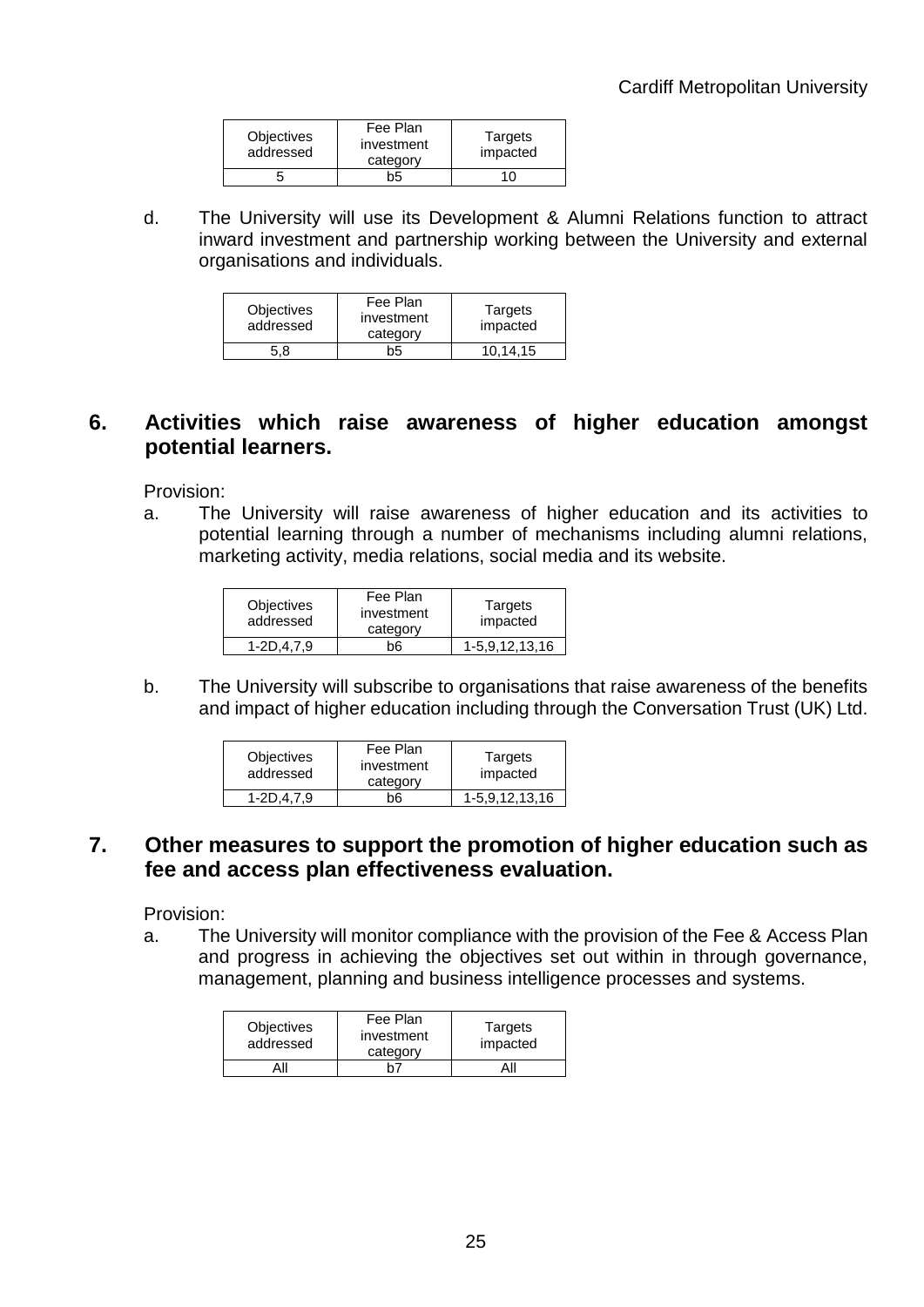| Objectives addressed | Fee Plan investment category | Targets impacted |
|---|---|---|
| 5 | b5 | 10 |

d. The University will use its Development & Alumni Relations function to attract inward investment and partnership working between the University and external organisations and individuals.

| Objectives addressed | Fee Plan investment category | Targets impacted |
|---|---|---|
| 5,8 | b5 | 10,14,15 |

## 6. Activities which raise awareness of higher education amongst potential learners.

Provision:

a. The University will raise awareness of higher education and its activities to potential learning through a number of mechanisms including alumni relations, marketing activity, media relations, social media and its website.

| Objectives addressed | Fee Plan investment category | Targets impacted |
|---|---|---|
| 1-2D,4,7,9 | b6 | 1-5,9,12,13,16 |

b. The University will subscribe to organisations that raise awareness of the benefits and impact of higher education including through the Conversation Trust (UK) Ltd.

| Objectives addressed | Fee Plan investment category | Targets impacted |
|---|---|---|
| 1-2D,4,7,9 | b6 | 1-5,9,12,13,16 |

## 7. Other measures to support the promotion of higher education such as fee and access plan effectiveness evaluation.

Provision:

a. The University will monitor compliance with the provision of the Fee & Access Plan and progress in achieving the objectives set out within in through governance, management, planning and business intelligence processes and systems.

| Objectives addressed | Fee Plan investment category | Targets impacted |
|---|---|---|
| All | b7 | All |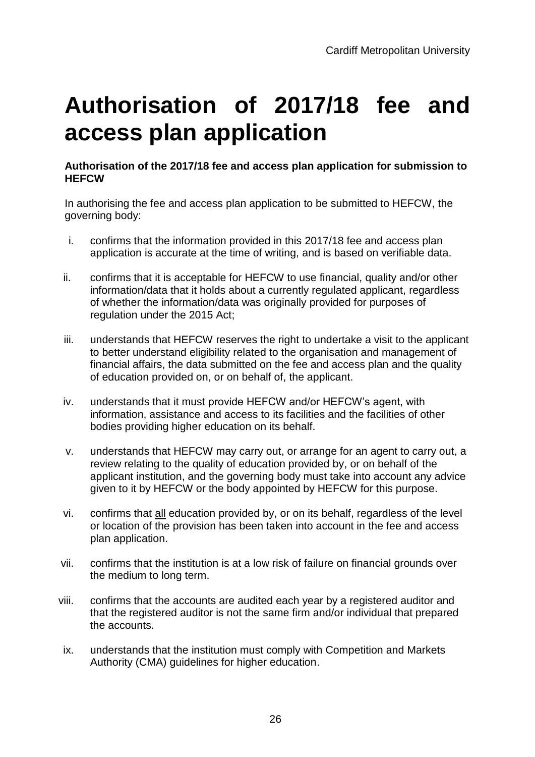# Authorisation of 2017/18 fee and access plan application

**Authorisation of the 2017/18 fee and access plan application for submission to HEFCW**

In authorising the fee and access plan application to be submitted to HEFCW, the governing body:

i. confirms that the information provided in this 2017/18 fee and access plan application is accurate at the time of writing, and is based on verifiable data.

ii. confirms that it is acceptable for HEFCW to use financial, quality and/or other information/data that it holds about a currently regulated applicant, regardless of whether the information/data was originally provided for purposes of regulation under the 2015 Act;

iii. understands that HEFCW reserves the right to undertake a visit to the applicant to better understand eligibility related to the organisation and management of financial affairs, the data submitted on the fee and access plan and the quality of education provided on, or on behalf of, the applicant.

iv. understands that it must provide HEFCW and/or HEFCW's agent, with information, assistance and access to its facilities and the facilities of other bodies providing higher education on its behalf.

v. understands that HEFCW may carry out, or arrange for an agent to carry out, a review relating to the quality of education provided by, or on behalf of the applicant institution, and the governing body must take into account any advice given to it by HEFCW or the body appointed by HEFCW for this purpose.

vi. confirms that <u>all</u> education provided by, or on its behalf, regardless of the level or location of the provision has been taken into account in the fee and access plan application.

vii. confirms that the institution is at a low risk of failure on financial grounds over the medium to long term.

viii. confirms that the accounts are audited each year by a registered auditor and that the registered auditor is not the same firm and/or individual that prepared the accounts.

ix. understands that the institution must comply with Competition and Markets Authority (CMA) guidelines for higher education.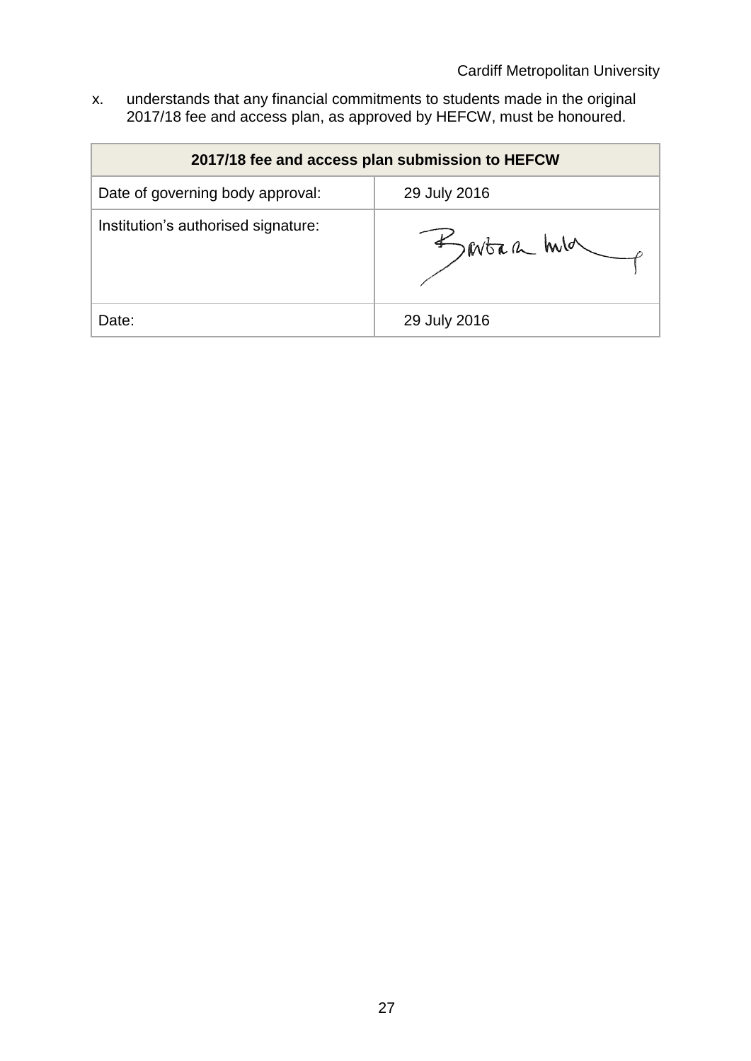x. understands that any financial commitments to students made in the original 2017/18 fee and access plan, as approved by HEFCW, must be honoured.

| 2017/18 fee and access plan submission to HEFCW | |
|---|---|
| Date of governing body approval: | 29 July 2016 |
| Institution's authorised signature: | Barbara Wild |
| Date: | 29 July 2016 |